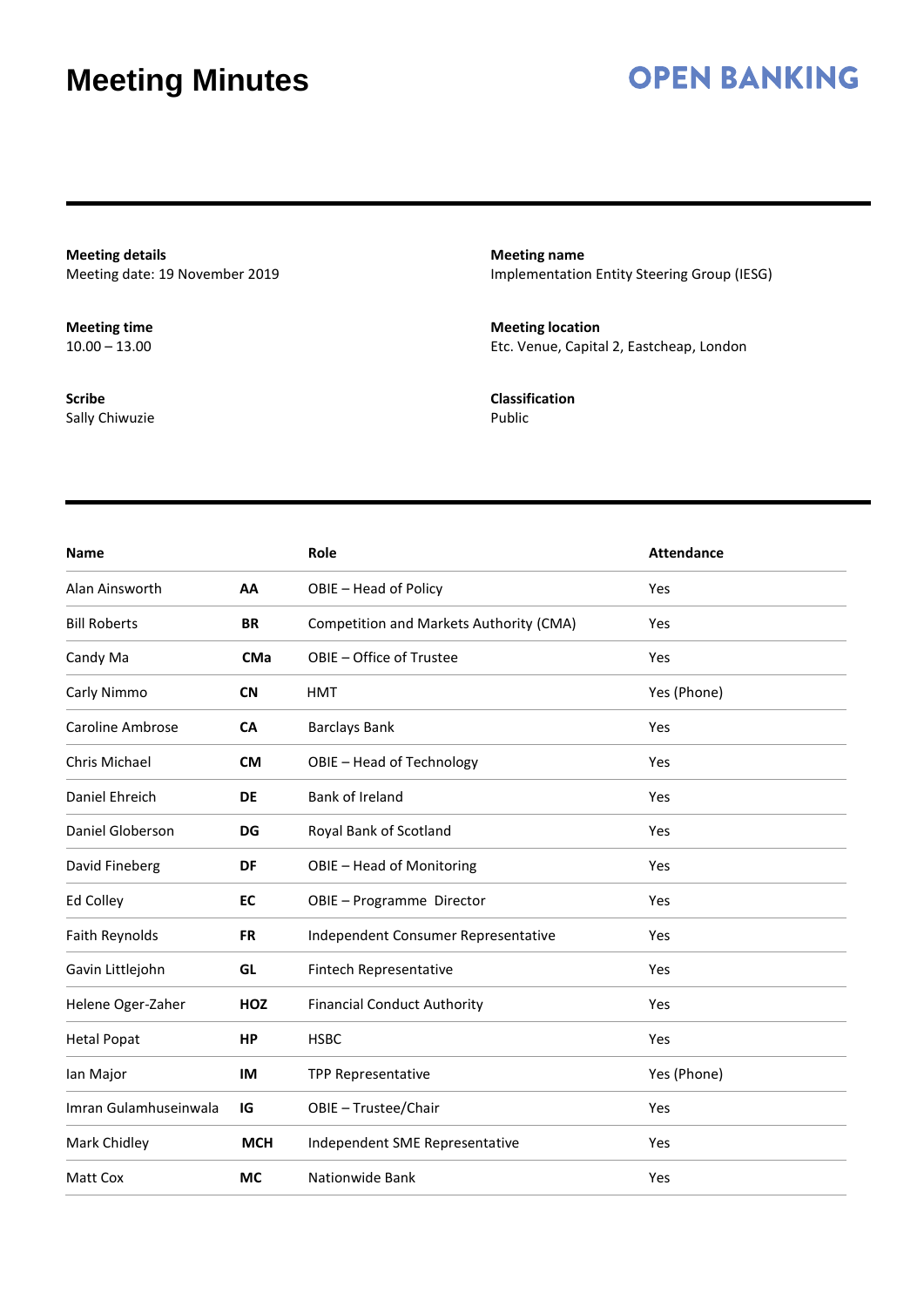# Meeting Minutes

**OPEN BANKING**

**Meeting details**
Meeting date: 19 November 2019

**Meeting name**
Implementation Entity Steering Group (IESG)

**Meeting time**
10.00 – 13.00

**Meeting location**
Etc. Venue, Capital 2, Eastcheap, London

**Scribe**
Sally Chiwuzie

**Classification**
Public

| Name | | Role | Attendance |
|---|---|---|---|
| Alan Ainsworth | **AA** | OBIE – Head of Policy | Yes |
| Bill Roberts | **BR** | Competition and Markets Authority (CMA) | Yes |
| Candy Ma | **CMa** | OBIE – Office of Trustee | Yes |
| Carly Nimmo | **CN** | HMT | Yes (Phone) |
| Caroline Ambrose | **CA** | Barclays Bank | Yes |
| Chris Michael | **CM** | OBIE – Head of Technology | Yes |
| Daniel Ehreich | **DE** | Bank of Ireland | Yes |
| Daniel Globerson | **DG** | Royal Bank of Scotland | Yes |
| David Fineberg | **DF** | OBIE – Head of Monitoring | Yes |
| Ed Colley | **EC** | OBIE – Programme Director | Yes |
| Faith Reynolds | **FR** | Independent Consumer Representative | Yes |
| Gavin Littlejohn | **GL** | Fintech Representative | Yes |
| Helene Oger-Zaher | **HOZ** | Financial Conduct Authority | Yes |
| Hetal Popat | **HP** | HSBC | Yes |
| Ian Major | **IM** | TPP Representative | Yes (Phone) |
| Imran Gulamhuseinwala | **IG** | OBIE – Trustee/Chair | Yes |
| Mark Chidley | **MCH** | Independent SME Representative | Yes |
| Matt Cox | **MC** | Nationwide Bank | Yes |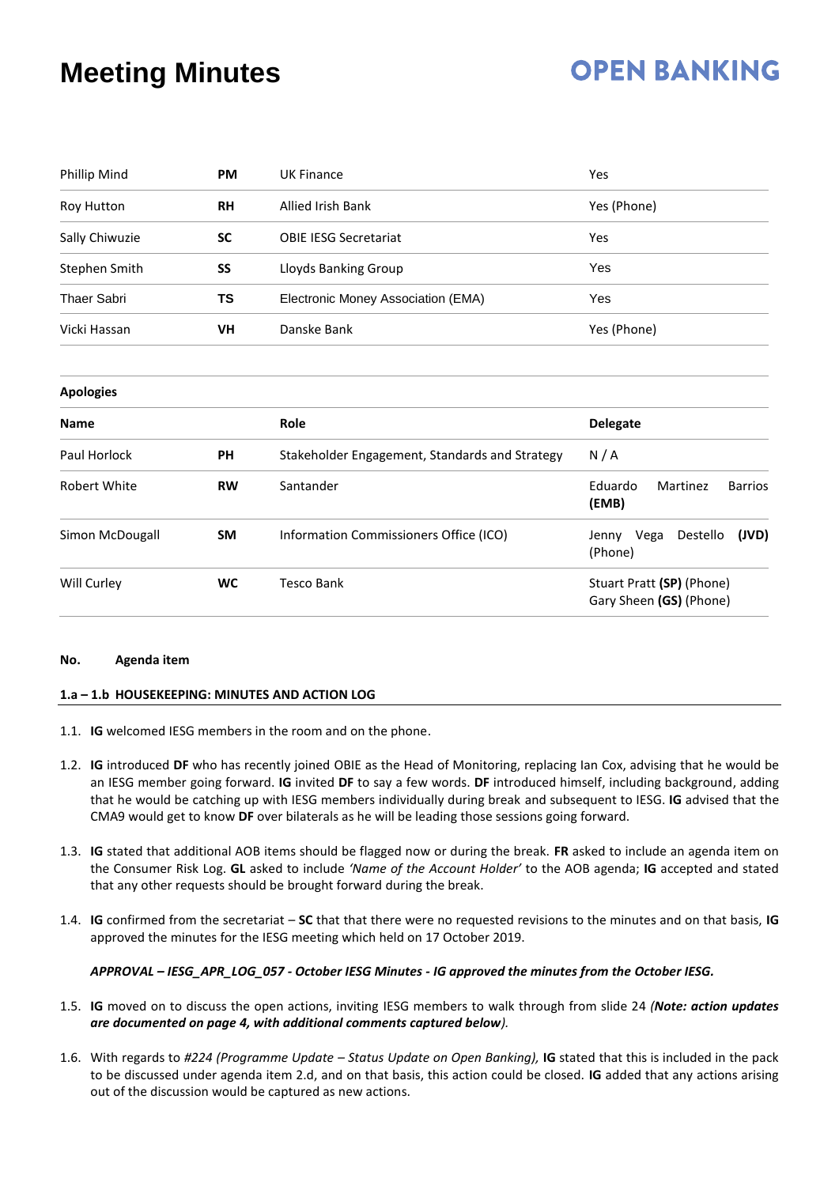# Meeting Minutes

**OPEN BANKING**

| | | | |
|---|---|---|---|
| Phillip Mind | **PM** | UK Finance | Yes |
| Roy Hutton | **RH** | Allied Irish Bank | Yes (Phone) |
| Sally Chiwuzie | **SC** | OBIE IESG Secretariat | Yes |
| Stephen Smith | **SS** | Lloyds Banking Group | Yes |
| Thaer Sabri | **TS** | Electronic Money Association (EMA) | Yes |
| Vicki Hassan | **VH** | Danske Bank | Yes (Phone) |

**Apologies**

| **Name** | | **Role** | **Delegate** |
|---|---|---|---|
| Paul Horlock | **PH** | Stakeholder Engagement, Standards and Strategy | N / A |
| Robert White | **RW** | Santander | Eduardo Martinez Barrios **(EMB)** |
| Simon McDougall | **SM** | Information Commissioners Office (ICO) | Jenny Vega Destello **(JVD)** (Phone) |
| Will Curley | **WC** | Tesco Bank | Stuart Pratt **(SP)** (Phone) Gary Sheen **(GS)** (Phone) |

**No. Agenda item**

**1.a – 1.b HOUSEKEEPING: MINUTES AND ACTION LOG**

1.1. **IG** welcomed IESG members in the room and on the phone.

1.2. **IG** introduced **DF** who has recently joined OBIE as the Head of Monitoring, replacing Ian Cox, advising that he would be an IESG member going forward. **IG** invited **DF** to say a few words. **DF** introduced himself, including background, adding that he would be catching up with IESG members individually during break and subsequent to IESG. **IG** advised that the CMA9 would get to know **DF** over bilaterals as he will be leading those sessions going forward.

1.3. **IG** stated that additional AOB items should be flagged now or during the break. **FR** asked to include an agenda item on the Consumer Risk Log. **GL** asked to include *'Name of the Account Holder'* to the AOB agenda; **IG** accepted and stated that any other requests should be brought forward during the break.

1.4. **IG** confirmed from the secretariat – **SC** that that there were no requested revisions to the minutes and on that basis, **IG** approved the minutes for the IESG meeting which held on 17 October 2019.

***APPROVAL – IESG_APR_LOG_057 - October IESG Minutes - IG approved the minutes from the October IESG.***

1.5. **IG** moved on to discuss the open actions, inviting IESG members to walk through from slide 24 *(**Note: action updates are documented on page 4, with additional comments captured below**)*.

1.6. With regards to *#224 (Programme Update – Status Update on Open Banking),* **IG** stated that this is included in the pack to be discussed under agenda item 2.d, and on that basis, this action could be closed. **IG** added that any actions arising out of the discussion would be captured as new actions.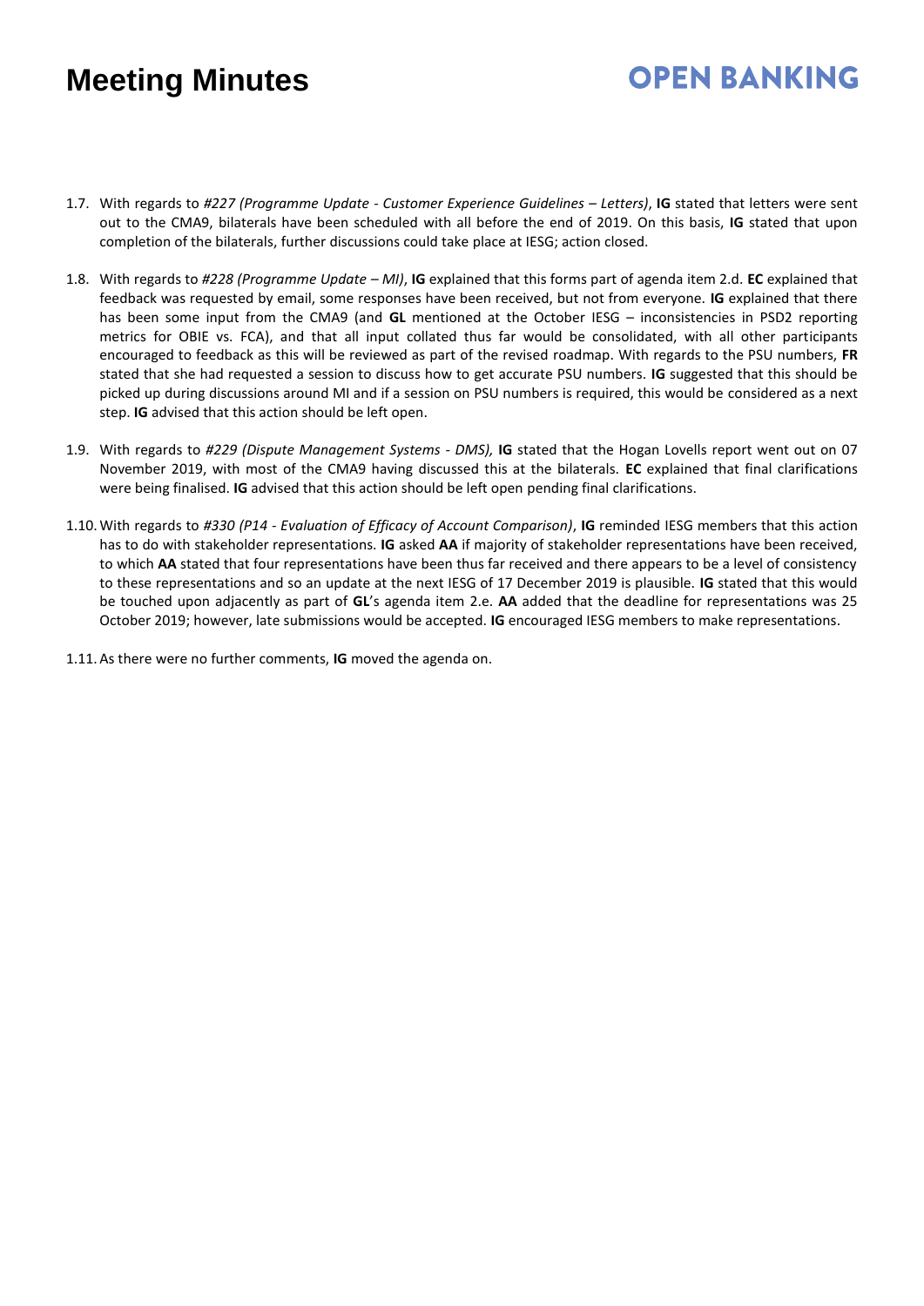1.7. With regards to *#227 (Programme Update - Customer Experience Guidelines – Letters)*, **IG** stated that letters were sent out to the CMA9, bilaterals have been scheduled with all before the end of 2019. On this basis, **IG** stated that upon completion of the bilaterals, further discussions could take place at IESG; action closed.

1.8. With regards to *#228 (Programme Update – MI)*, **IG** explained that this forms part of agenda item 2.d. **EC** explained that feedback was requested by email, some responses have been received, but not from everyone. **IG** explained that there has been some input from the CMA9 (and **GL** mentioned at the October IESG – inconsistencies in PSD2 reporting metrics for OBIE vs. FCA), and that all input collated thus far would be consolidated, with all other participants encouraged to feedback as this will be reviewed as part of the revised roadmap. With regards to the PSU numbers, **FR** stated that she had requested a session to discuss how to get accurate PSU numbers. **IG** suggested that this should be picked up during discussions around MI and if a session on PSU numbers is required, this would be considered as a next step. **IG** advised that this action should be left open.

1.9. With regards to *#229 (Dispute Management Systems - DMS),* **IG** stated that the Hogan Lovells report went out on 07 November 2019, with most of the CMA9 having discussed this at the bilaterals. **EC** explained that final clarifications were being finalised. **IG** advised that this action should be left open pending final clarifications.

1.10. With regards to *#330 (P14 - Evaluation of Efficacy of Account Comparison)*, **IG** reminded IESG members that this action has to do with stakeholder representations. **IG** asked **AA** if majority of stakeholder representations have been received, to which **AA** stated that four representations have been thus far received and there appears to be a level of consistency to these representations and so an update at the next IESG of 17 December 2019 is plausible. **IG** stated that this would be touched upon adjacently as part of **GL**'s agenda item 2.e. **AA** added that the deadline for representations was 25 October 2019; however, late submissions would be accepted. **IG** encouraged IESG members to make representations.

1.11. As there were no further comments, **IG** moved the agenda on.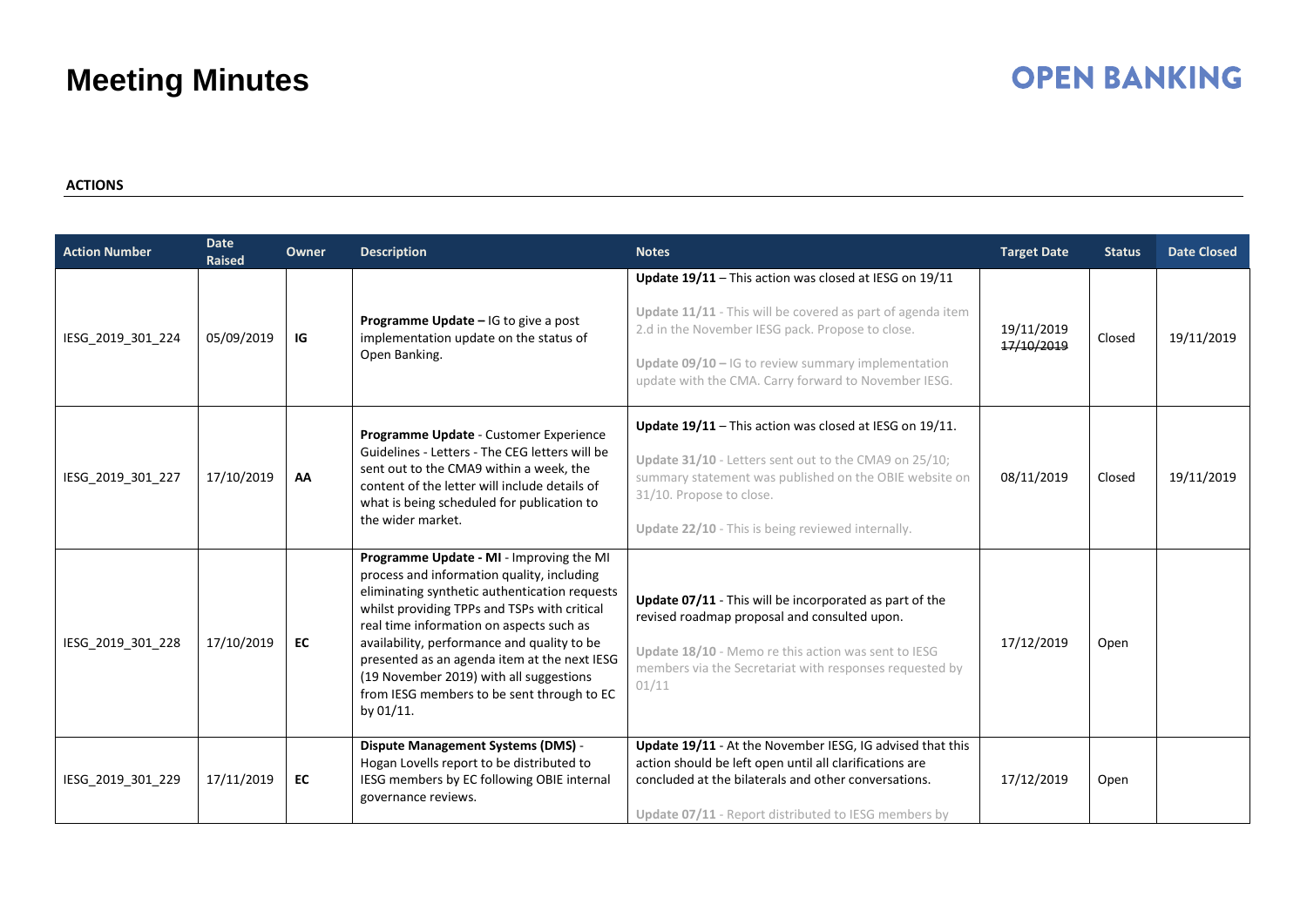# Meeting Minutes

**ACTIONS**

| Action Number | Date Raised | Owner | Description | Notes | Target Date | Status | Date Closed |
|---|---|---|---|---|---|---|---|
| IESG_2019_301_224 | 05/09/2019 | **IG** | **Programme Update –** IG to give a post implementation update on the status of Open Banking. | **Update 19/11** – This action was closed at IESG on 19/11<br><br>**Update 11/11** - This will be covered as part of agenda item 2.d in the November IESG pack. Propose to close.<br><br>**Update 09/10 –** IG to review summary implementation update with the CMA. Carry forward to November IESG. | 19/11/2019 ~~17/10/2019~~ | Closed | 19/11/2019 |
| IESG_2019_301_227 | 17/10/2019 | **AA** | **Programme Update** - Customer Experience Guidelines - Letters - The CEG letters will be sent out to the CMA9 within a week, the content of the letter will include details of what is being scheduled for publication to the wider market. | **Update 19/11** – This action was closed at IESG on 19/11.<br><br>**Update 31/10** - Letters sent out to the CMA9 on 25/10; summary statement was published on the OBIE website on 31/10. Propose to close.<br><br>**Update 22/10** - This is being reviewed internally. | 08/11/2019 | Closed | 19/11/2019 |
| IESG_2019_301_228 | 17/10/2019 | **EC** | **Programme Update - MI** - Improving the MI process and information quality, including eliminating synthetic authentication requests whilst providing TPPs and TSPs with critical real time information on aspects such as availability, performance and quality to be presented as an agenda item at the next IESG (19 November 2019) with all suggestions from IESG members to be sent through to EC by 01/11. | **Update 07/11** - This will be incorporated as part of the revised roadmap proposal and consulted upon.<br><br>**Update 18/10** - Memo re this action was sent to IESG members via the Secretariat with responses requested by 01/11 | 17/12/2019 | Open | |
| IESG_2019_301_229 | 17/11/2019 | **EC** | **Dispute Management Systems (DMS)** - Hogan Lovells report to be distributed to IESG members by EC following OBIE internal governance reviews. | **Update 19/11** - At the November IESG, IG advised that this action should be left open until all clarifications are concluded at the bilaterals and other conversations.<br><br>**Update 07/11** - Report distributed to IESG members by | 17/12/2019 | Open | |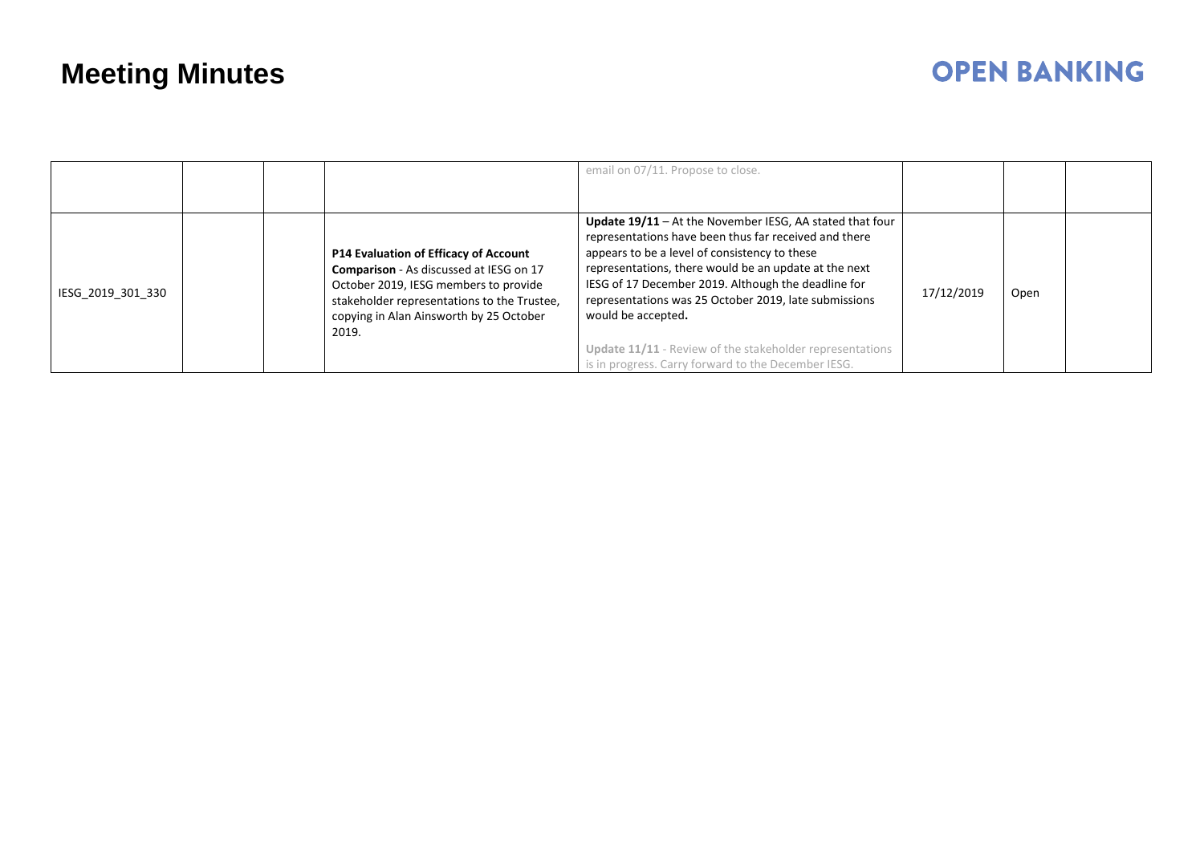| | | | | | | | |
|---|---|---|---|---|---|---|---|
| | | | | email on 07/11. Propose to close. | | | |
| IESG_2019_301_330 | | | **P14 Evaluation of Efficacy of Account Comparison** - As discussed at IESG on 17 October 2019, IESG members to provide stakeholder representations to the Trustee, copying in Alan Ainsworth by 25 October 2019. | **Update 19/11** – At the November IESG, AA stated that four representations have been thus far received and there appears to be a level of consistency to these representations, there would be an update at the next IESG of 17 December 2019. Although the deadline for representations was 25 October 2019, late submissions would be accepted.<br><br>**Update 11/11** - Review of the stakeholder representations is in progress. Carry forward to the December IESG. | 17/12/2019 | Open | |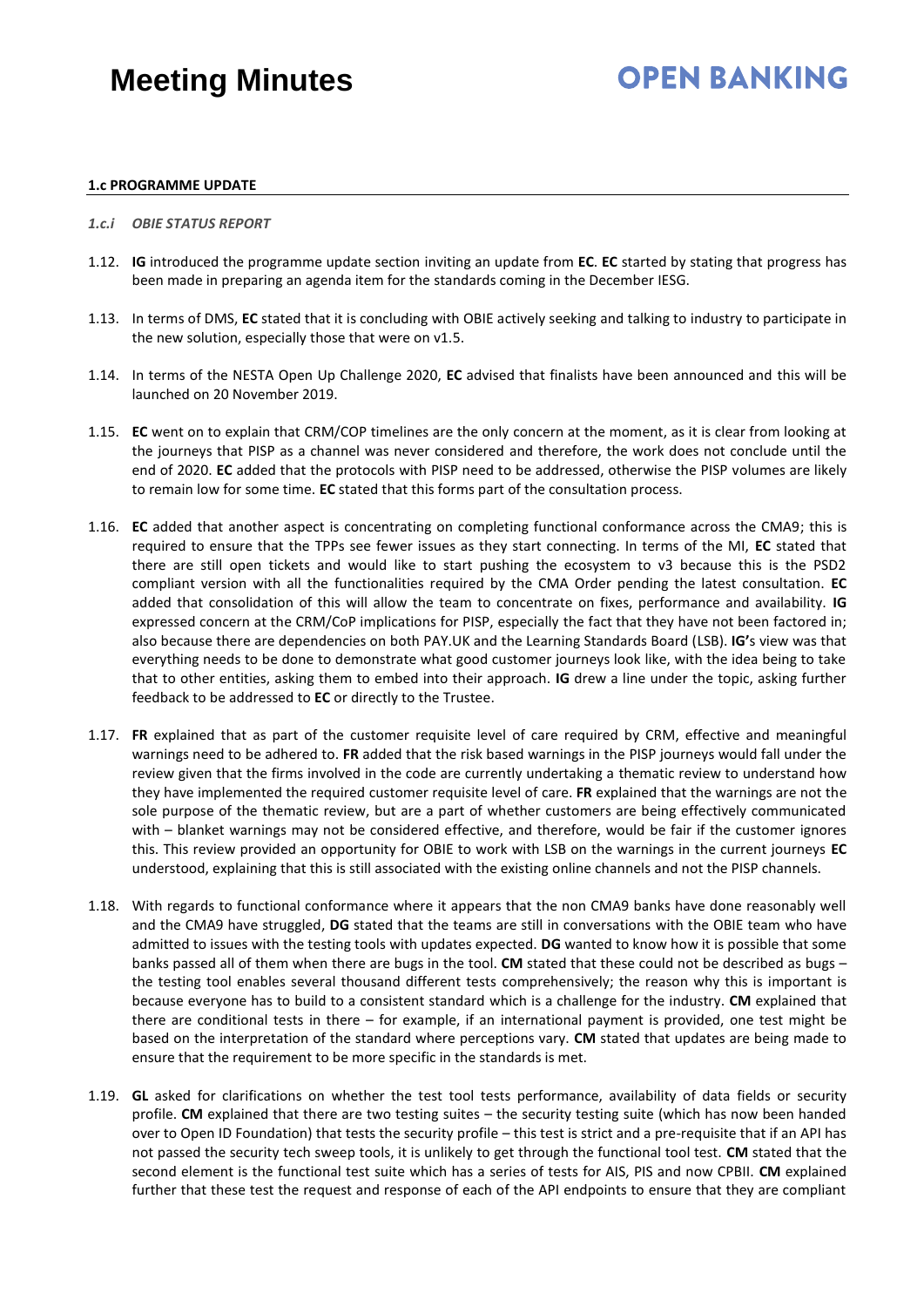#### 1.c PROGRAMME UPDATE

*1.c.i OBIE STATUS REPORT*

1.12. **IG** introduced the programme update section inviting an update from **EC**. **EC** started by stating that progress has been made in preparing an agenda item for the standards coming in the December IESG.

1.13. In terms of DMS, **EC** stated that it is concluding with OBIE actively seeking and talking to industry to participate in the new solution, especially those that were on v1.5.

1.14. In terms of the NESTA Open Up Challenge 2020, **EC** advised that finalists have been announced and this will be launched on 20 November 2019.

1.15. **EC** went on to explain that CRM/COP timelines are the only concern at the moment, as it is clear from looking at the journeys that PISP as a channel was never considered and therefore, the work does not conclude until the end of 2020. **EC** added that the protocols with PISP need to be addressed, otherwise the PISP volumes are likely to remain low for some time. **EC** stated that this forms part of the consultation process.

1.16. **EC** added that another aspect is concentrating on completing functional conformance across the CMA9; this is required to ensure that the TPPs see fewer issues as they start connecting. In terms of the MI, **EC** stated that there are still open tickets and would like to start pushing the ecosystem to v3 because this is the PSD2 compliant version with all the functionalities required by the CMA Order pending the latest consultation. **EC** added that consolidation of this will allow the team to concentrate on fixes, performance and availability. **IG** expressed concern at the CRM/CoP implications for PISP, especially the fact that they have not been factored in; also because there are dependencies on both PAY.UK and the Learning Standards Board (LSB). **IG'**s view was that everything needs to be done to demonstrate what good customer journeys look like, with the idea being to take that to other entities, asking them to embed into their approach. **IG** drew a line under the topic, asking further feedback to be addressed to **EC** or directly to the Trustee.

1.17. **FR** explained that as part of the customer requisite level of care required by CRM, effective and meaningful warnings need to be adhered to. **FR** added that the risk based warnings in the PISP journeys would fall under the review given that the firms involved in the code are currently undertaking a thematic review to understand how they have implemented the required customer requisite level of care. **FR** explained that the warnings are not the sole purpose of the thematic review, but are a part of whether customers are being effectively communicated with – blanket warnings may not be considered effective, and therefore, would be fair if the customer ignores this. This review provided an opportunity for OBIE to work with LSB on the warnings in the current journeys **EC** understood, explaining that this is still associated with the existing online channels and not the PISP channels.

1.18. With regards to functional conformance where it appears that the non CMA9 banks have done reasonably well and the CMA9 have struggled, **DG** stated that the teams are still in conversations with the OBIE team who have admitted to issues with the testing tools with updates expected. **DG** wanted to know how it is possible that some banks passed all of them when there are bugs in the tool. **CM** stated that these could not be described as bugs – the testing tool enables several thousand different tests comprehensively; the reason why this is important is because everyone has to build to a consistent standard which is a challenge for the industry. **CM** explained that there are conditional tests in there – for example, if an international payment is provided, one test might be based on the interpretation of the standard where perceptions vary. **CM** stated that updates are being made to ensure that the requirement to be more specific in the standards is met.

1.19. **GL** asked for clarifications on whether the test tool tests performance, availability of data fields or security profile. **CM** explained that there are two testing suites – the security testing suite (which has now been handed over to Open ID Foundation) that tests the security profile – this test is strict and a pre-requisite that if an API has not passed the security tech sweep tools, it is unlikely to get through the functional tool test. **CM** stated that the second element is the functional test suite which has a series of tests for AIS, PIS and now CPBII. **CM** explained further that these test the request and response of each of the API endpoints to ensure that they are compliant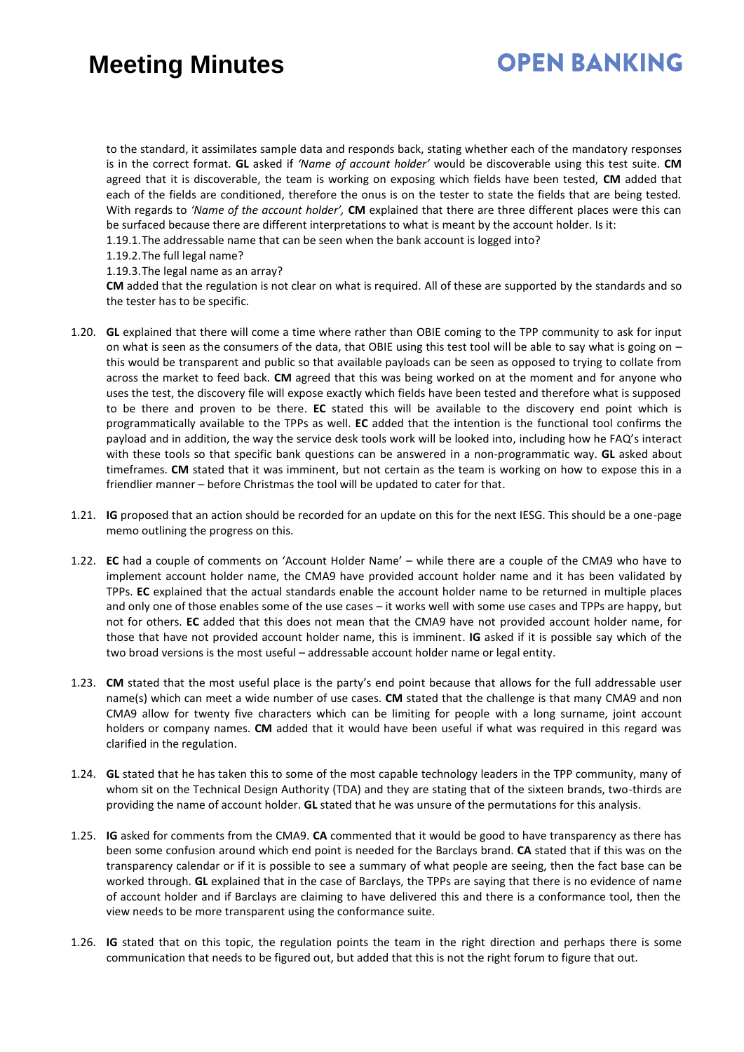to the standard, it assimilates sample data and responds back, stating whether each of the mandatory responses is in the correct format. **GL** asked if *'Name of account holder'* would be discoverable using this test suite. **CM** agreed that it is discoverable, the team is working on exposing which fields have been tested, **CM** added that each of the fields are conditioned, therefore the onus is on the tester to state the fields that are being tested. With regards to *'Name of the account holder',* **CM** explained that there are three different places were this can be surfaced because there are different interpretations to what is meant by the account holder. Is it:

1.19.1. The addressable name that can be seen when the bank account is logged into?

1.19.2. The full legal name?

1.19.3. The legal name as an array?

**CM** added that the regulation is not clear on what is required. All of these are supported by the standards and so the tester has to be specific.

1.20. **GL** explained that there will come a time where rather than OBIE coming to the TPP community to ask for input on what is seen as the consumers of the data, that OBIE using this test tool will be able to say what is going on – this would be transparent and public so that available payloads can be seen as opposed to trying to collate from across the market to feed back. **CM** agreed that this was being worked on at the moment and for anyone who uses the test, the discovery file will expose exactly which fields have been tested and therefore what is supposed to be there and proven to be there. **EC** stated this will be available to the discovery end point which is programmatically available to the TPPs as well. **EC** added that the intention is the functional tool confirms the payload and in addition, the way the service desk tools work will be looked into, including how he FAQ's interact with these tools so that specific bank questions can be answered in a non-programmatic way. **GL** asked about timeframes. **CM** stated that it was imminent, but not certain as the team is working on how to expose this in a friendlier manner – before Christmas the tool will be updated to cater for that.

1.21. **IG** proposed that an action should be recorded for an update on this for the next IESG. This should be a one-page memo outlining the progress on this.

1.22. **EC** had a couple of comments on 'Account Holder Name' – while there are a couple of the CMA9 who have to implement account holder name, the CMA9 have provided account holder name and it has been validated by TPPs. **EC** explained that the actual standards enable the account holder name to be returned in multiple places and only one of those enables some of the use cases – it works well with some use cases and TPPs are happy, but not for others. **EC** added that this does not mean that the CMA9 have not provided account holder name, for those that have not provided account holder name, this is imminent. **IG** asked if it is possible say which of the two broad versions is the most useful – addressable account holder name or legal entity.

1.23. **CM** stated that the most useful place is the party's end point because that allows for the full addressable user name(s) which can meet a wide number of use cases. **CM** stated that the challenge is that many CMA9 and non CMA9 allow for twenty five characters which can be limiting for people with a long surname, joint account holders or company names. **CM** added that it would have been useful if what was required in this regard was clarified in the regulation.

1.24. **GL** stated that he has taken this to some of the most capable technology leaders in the TPP community, many of whom sit on the Technical Design Authority (TDA) and they are stating that of the sixteen brands, two-thirds are providing the name of account holder. **GL** stated that he was unsure of the permutations for this analysis.

1.25. **IG** asked for comments from the CMA9. **CA** commented that it would be good to have transparency as there has been some confusion around which end point is needed for the Barclays brand. **CA** stated that if this was on the transparency calendar or if it is possible to see a summary of what people are seeing, then the fact base can be worked through. **GL** explained that in the case of Barclays, the TPPs are saying that there is no evidence of name of account holder and if Barclays are claiming to have delivered this and there is a conformance tool, then the view needs to be more transparent using the conformance suite.

1.26. **IG** stated that on this topic, the regulation points the team in the right direction and perhaps there is some communication that needs to be figured out, but added that this is not the right forum to figure that out.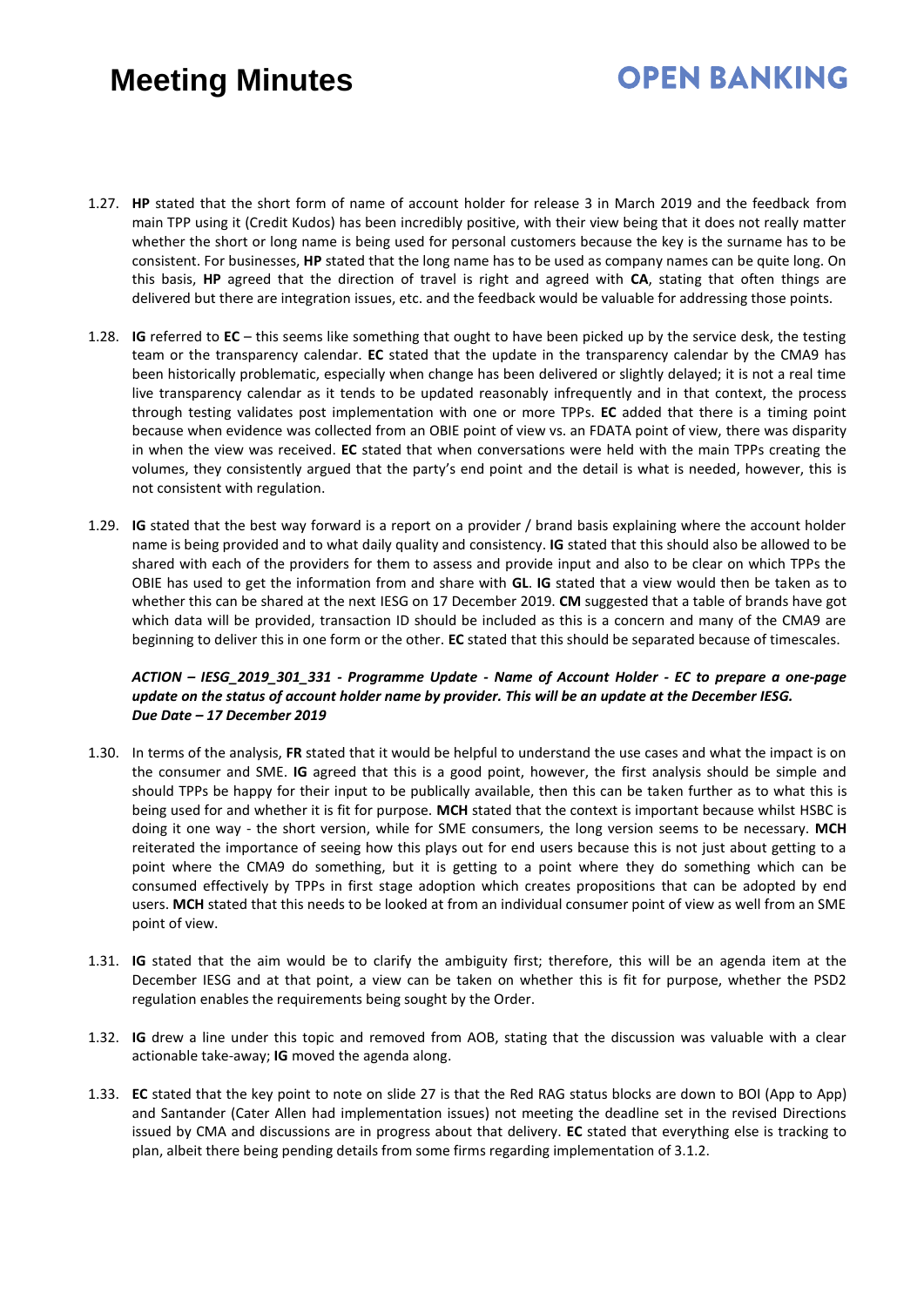1.27. **HP** stated that the short form of name of account holder for release 3 in March 2019 and the feedback from main TPP using it (Credit Kudos) has been incredibly positive, with their view being that it does not really matter whether the short or long name is being used for personal customers because the key is the surname has to be consistent. For businesses, **HP** stated that the long name has to be used as company names can be quite long. On this basis, **HP** agreed that the direction of travel is right and agreed with **CA**, stating that often things are delivered but there are integration issues, etc. and the feedback would be valuable for addressing those points.

1.28. **IG** referred to **EC** – this seems like something that ought to have been picked up by the service desk, the testing team or the transparency calendar. **EC** stated that the update in the transparency calendar by the CMA9 has been historically problematic, especially when change has been delivered or slightly delayed; it is not a real time live transparency calendar as it tends to be updated reasonably infrequently and in that context, the process through testing validates post implementation with one or more TPPs. **EC** added that there is a timing point because when evidence was collected from an OBIE point of view vs. an FDATA point of view, there was disparity in when the view was received. **EC** stated that when conversations were held with the main TPPs creating the volumes, they consistently argued that the party's end point and the detail is what is needed, however, this is not consistent with regulation.

1.29. **IG** stated that the best way forward is a report on a provider / brand basis explaining where the account holder name is being provided and to what daily quality and consistency. **IG** stated that this should also be allowed to be shared with each of the providers for them to assess and provide input and also to be clear on which TPPs the OBIE has used to get the information from and share with **GL**. **IG** stated that a view would then be taken as to whether this can be shared at the next IESG on 17 December 2019. **CM** suggested that a table of brands have got which data will be provided, transaction ID should be included as this is a concern and many of the CMA9 are beginning to deliver this in one form or the other. **EC** stated that this should be separated because of timescales.

***ACTION – IESG_2019_301_331 - Programme Update - Name of Account Holder - EC to prepare a one-page update on the status of account holder name by provider. This will be an update at the December IESG. Due Date – 17 December 2019***

1.30. In terms of the analysis, **FR** stated that it would be helpful to understand the use cases and what the impact is on the consumer and SME. **IG** agreed that this is a good point, however, the first analysis should be simple and should TPPs be happy for their input to be publically available, then this can be taken further as to what this is being used for and whether it is fit for purpose. **MCH** stated that the context is important because whilst HSBC is doing it one way - the short version, while for SME consumers, the long version seems to be necessary. **MCH** reiterated the importance of seeing how this plays out for end users because this is not just about getting to a point where the CMA9 do something, but it is getting to a point where they do something which can be consumed effectively by TPPs in first stage adoption which creates propositions that can be adopted by end users. **MCH** stated that this needs to be looked at from an individual consumer point of view as well from an SME point of view.

1.31. **IG** stated that the aim would be to clarify the ambiguity first; therefore, this will be an agenda item at the December IESG and at that point, a view can be taken on whether this is fit for purpose, whether the PSD2 regulation enables the requirements being sought by the Order.

1.32. **IG** drew a line under this topic and removed from AOB, stating that the discussion was valuable with a clear actionable take-away; **IG** moved the agenda along.

1.33. **EC** stated that the key point to note on slide 27 is that the Red RAG status blocks are down to BOI (App to App) and Santander (Cater Allen had implementation issues) not meeting the deadline set in the revised Directions issued by CMA and discussions are in progress about that delivery. **EC** stated that everything else is tracking to plan, albeit there being pending details from some firms regarding implementation of 3.1.2.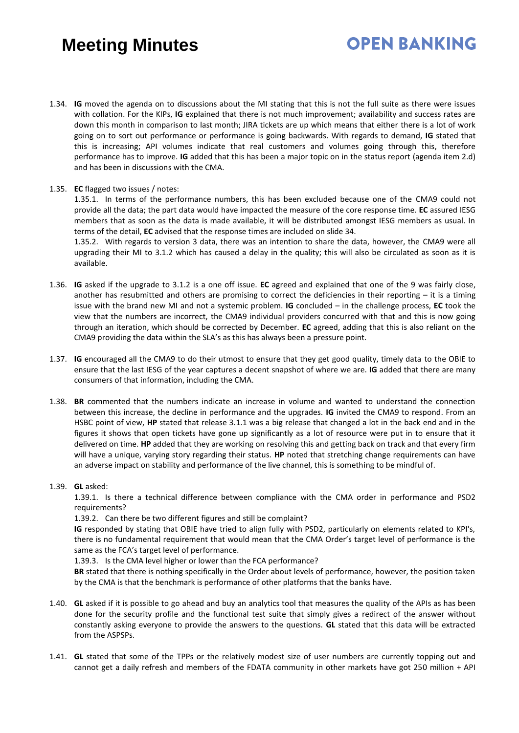1.34. **IG** moved the agenda on to discussions about the MI stating that this is not the full suite as there were issues with collation. For the KIPs, **IG** explained that there is not much improvement; availability and success rates are down this month in comparison to last month; JIRA tickets are up which means that either there is a lot of work going on to sort out performance or performance is going backwards. With regards to demand, **IG** stated that this is increasing; API volumes indicate that real customers and volumes going through this, therefore performance has to improve. **IG** added that this has been a major topic on in the status report (agenda item 2.d) and has been in discussions with the CMA.

1.35. **EC** flagged two issues / notes:

1.35.1. In terms of the performance numbers, this has been excluded because one of the CMA9 could not provide all the data; the part data would have impacted the measure of the core response time. **EC** assured IESG members that as soon as the data is made available, it will be distributed amongst IESG members as usual. In terms of the detail, **EC** advised that the response times are included on slide 34.

1.35.2. With regards to version 3 data, there was an intention to share the data, however, the CMA9 were all upgrading their MI to 3.1.2 which has caused a delay in the quality; this will also be circulated as soon as it is available.

1.36. **IG** asked if the upgrade to 3.1.2 is a one off issue. **EC** agreed and explained that one of the 9 was fairly close, another has resubmitted and others are promising to correct the deficiencies in their reporting – it is a timing issue with the brand new MI and not a systemic problem. **IG** concluded – in the challenge process, **EC** took the view that the numbers are incorrect, the CMA9 individual providers concurred with that and this is now going through an iteration, which should be corrected by December. **EC** agreed, adding that this is also reliant on the CMA9 providing the data within the SLA's as this has always been a pressure point.

1.37. **IG** encouraged all the CMA9 to do their utmost to ensure that they get good quality, timely data to the OBIE to ensure that the last IESG of the year captures a decent snapshot of where we are. **IG** added that there are many consumers of that information, including the CMA.

1.38. **BR** commented that the numbers indicate an increase in volume and wanted to understand the connection between this increase, the decline in performance and the upgrades. **IG** invited the CMA9 to respond. From an HSBC point of view, **HP** stated that release 3.1.1 was a big release that changed a lot in the back end and in the figures it shows that open tickets have gone up significantly as a lot of resource were put in to ensure that it delivered on time. **HP** added that they are working on resolving this and getting back on track and that every firm will have a unique, varying story regarding their status. **HP** noted that stretching change requirements can have an adverse impact on stability and performance of the live channel, this is something to be mindful of.

1.39. **GL** asked:

1.39.1. Is there a technical difference between compliance with the CMA order in performance and PSD2 requirements?

1.39.2. Can there be two different figures and still be complaint?

**IG** responded by stating that OBIE have tried to align fully with PSD2, particularly on elements related to KPI's, there is no fundamental requirement that would mean that the CMA Order's target level of performance is the same as the FCA's target level of performance.

1.39.3. Is the CMA level higher or lower than the FCA performance?

**BR** stated that there is nothing specifically in the Order about levels of performance, however, the position taken by the CMA is that the benchmark is performance of other platforms that the banks have.

1.40. **GL** asked if it is possible to go ahead and buy an analytics tool that measures the quality of the APIs as has been done for the security profile and the functional test suite that simply gives a redirect of the answer without constantly asking everyone to provide the answers to the questions. **GL** stated that this data will be extracted from the ASPSPs.

1.41. **GL** stated that some of the TPPs or the relatively modest size of user numbers are currently topping out and cannot get a daily refresh and members of the FDATA community in other markets have got 250 million + API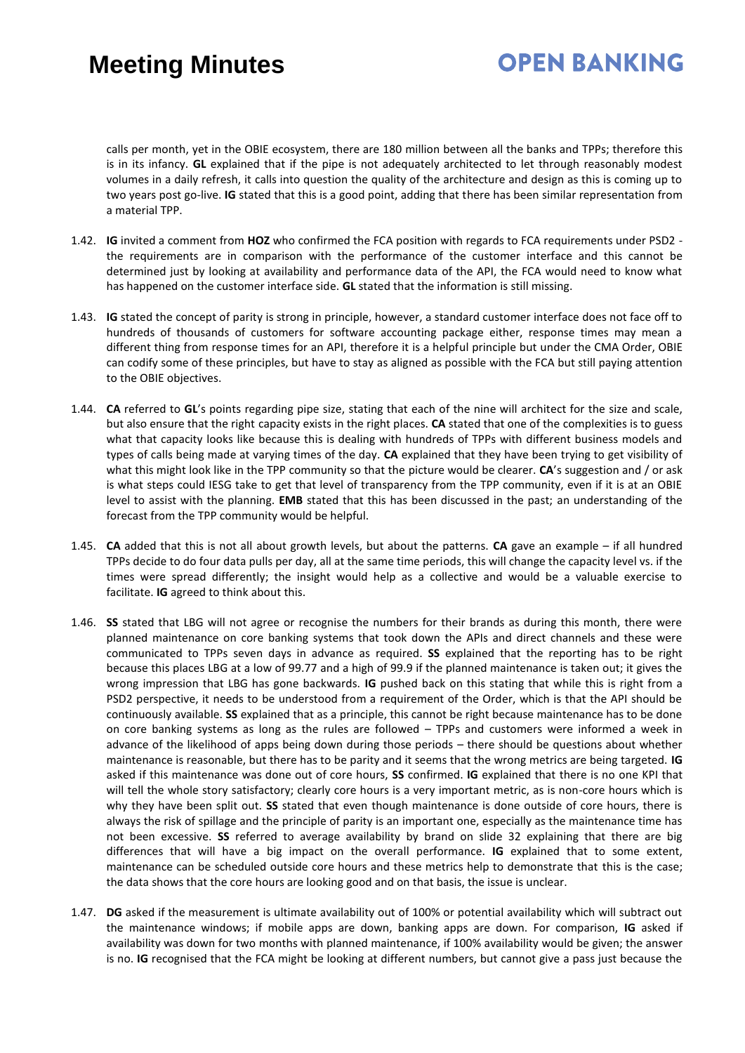calls per month, yet in the OBIE ecosystem, there are 180 million between all the banks and TPPs; therefore this is in its infancy. **GL** explained that if the pipe is not adequately architected to let through reasonably modest volumes in a daily refresh, it calls into question the quality of the architecture and design as this is coming up to two years post go-live. **IG** stated that this is a good point, adding that there has been similar representation from a material TPP.

1.42. **IG** invited a comment from **HOZ** who confirmed the FCA position with regards to FCA requirements under PSD2 - the requirements are in comparison with the performance of the customer interface and this cannot be determined just by looking at availability and performance data of the API, the FCA would need to know what has happened on the customer interface side. **GL** stated that the information is still missing.

1.43. **IG** stated the concept of parity is strong in principle, however, a standard customer interface does not face off to hundreds of thousands of customers for software accounting package either, response times may mean a different thing from response times for an API, therefore it is a helpful principle but under the CMA Order, OBIE can codify some of these principles, but have to stay as aligned as possible with the FCA but still paying attention to the OBIE objectives.

1.44. **CA** referred to **GL**'s points regarding pipe size, stating that each of the nine will architect for the size and scale, but also ensure that the right capacity exists in the right places. **CA** stated that one of the complexities is to guess what that capacity looks like because this is dealing with hundreds of TPPs with different business models and types of calls being made at varying times of the day. **CA** explained that they have been trying to get visibility of what this might look like in the TPP community so that the picture would be clearer. **CA**'s suggestion and / or ask is what steps could IESG take to get that level of transparency from the TPP community, even if it is at an OBIE level to assist with the planning. **EMB** stated that this has been discussed in the past; an understanding of the forecast from the TPP community would be helpful.

1.45. **CA** added that this is not all about growth levels, but about the patterns. **CA** gave an example – if all hundred TPPs decide to do four data pulls per day, all at the same time periods, this will change the capacity level vs. if the times were spread differently; the insight would help as a collective and would be a valuable exercise to facilitate. **IG** agreed to think about this.

1.46. **SS** stated that LBG will not agree or recognise the numbers for their brands as during this month, there were planned maintenance on core banking systems that took down the APIs and direct channels and these were communicated to TPPs seven days in advance as required. **SS** explained that the reporting has to be right because this places LBG at a low of 99.77 and a high of 99.9 if the planned maintenance is taken out; it gives the wrong impression that LBG has gone backwards. **IG** pushed back on this stating that while this is right from a PSD2 perspective, it needs to be understood from a requirement of the Order, which is that the API should be continuously available. **SS** explained that as a principle, this cannot be right because maintenance has to be done on core banking systems as long as the rules are followed – TPPs and customers were informed a week in advance of the likelihood of apps being down during those periods – there should be questions about whether maintenance is reasonable, but there has to be parity and it seems that the wrong metrics are being targeted. **IG** asked if this maintenance was done out of core hours, **SS** confirmed. **IG** explained that there is no one KPI that will tell the whole story satisfactory; clearly core hours is a very important metric, as is non-core hours which is why they have been split out. **SS** stated that even though maintenance is done outside of core hours, there is always the risk of spillage and the principle of parity is an important one, especially as the maintenance time has not been excessive. **SS** referred to average availability by brand on slide 32 explaining that there are big differences that will have a big impact on the overall performance. **IG** explained that to some extent, maintenance can be scheduled outside core hours and these metrics help to demonstrate that this is the case; the data shows that the core hours are looking good and on that basis, the issue is unclear.

1.47. **DG** asked if the measurement is ultimate availability out of 100% or potential availability which will subtract out the maintenance windows; if mobile apps are down, banking apps are down. For comparison, **IG** asked if availability was down for two months with planned maintenance, if 100% availability would be given; the answer is no. **IG** recognised that the FCA might be looking at different numbers, but cannot give a pass just because the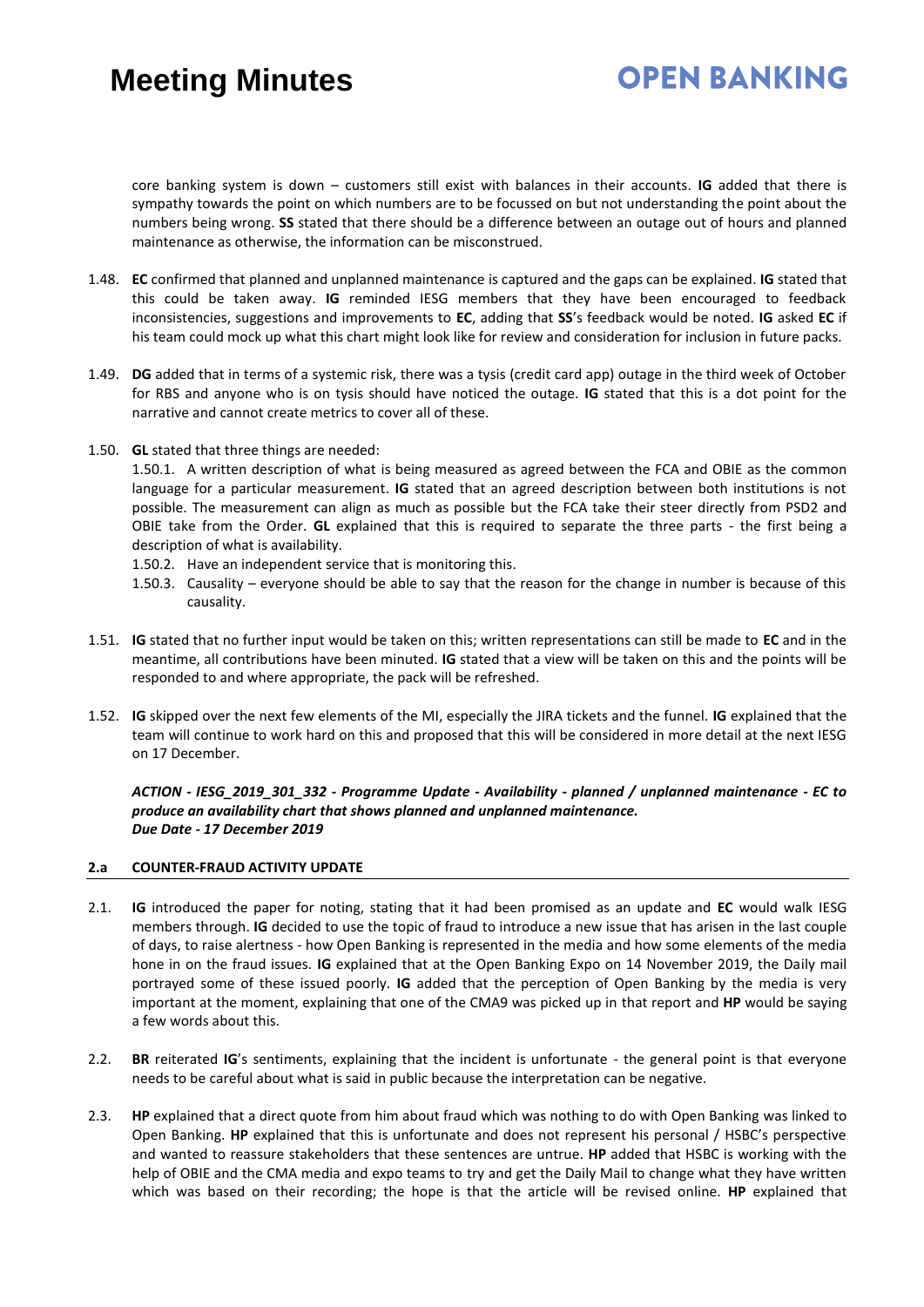core banking system is down – customers still exist with balances in their accounts. **IG** added that there is sympathy towards the point on which numbers are to be focussed on but not understanding the point about the numbers being wrong. **SS** stated that there should be a difference between an outage out of hours and planned maintenance as otherwise, the information can be misconstrued.

1.48. **EC** confirmed that planned and unplanned maintenance is captured and the gaps can be explained. **IG** stated that this could be taken away. **IG** reminded IESG members that they have been encouraged to feedback inconsistencies, suggestions and improvements to **EC**, adding that **SS**'s feedback would be noted. **IG** asked **EC** if his team could mock up what this chart might look like for review and consideration for inclusion in future packs.

1.49. **DG** added that in terms of a systemic risk, there was a tysis (credit card app) outage in the third week of October for RBS and anyone who is on tysis should have noticed the outage. **IG** stated that this is a dot point for the narrative and cannot create metrics to cover all of these.

1.50. **GL** stated that three things are needed:

1.50.1. A written description of what is being measured as agreed between the FCA and OBIE as the common language for a particular measurement. **IG** stated that an agreed description between both institutions is not possible. The measurement can align as much as possible but the FCA take their steer directly from PSD2 and OBIE take from the Order. **GL** explained that this is required to separate the three parts - the first being a description of what is availability.

1.50.2. Have an independent service that is monitoring this.

1.50.3. Causality – everyone should be able to say that the reason for the change in number is because of this causality.

1.51. **IG** stated that no further input would be taken on this; written representations can still be made to **EC** and in the meantime, all contributions have been minuted. **IG** stated that a view will be taken on this and the points will be responded to and where appropriate, the pack will be refreshed.

1.52. **IG** skipped over the next few elements of the MI, especially the JIRA tickets and the funnel. **IG** explained that the team will continue to work hard on this and proposed that this will be considered in more detail at the next IESG on 17 December.

***ACTION - IESG_2019_301_332 - Programme Update - Availability - planned / unplanned maintenance - EC to produce an availability chart that shows planned and unplanned maintenance.***
***Due Date - 17 December 2019***

## 2.a COUNTER-FRAUD ACTIVITY UPDATE

2.1. **IG** introduced the paper for noting, stating that it had been promised as an update and **EC** would walk IESG members through. **IG** decided to use the topic of fraud to introduce a new issue that has arisen in the last couple of days, to raise alertness - how Open Banking is represented in the media and how some elements of the media hone in on the fraud issues. **IG** explained that at the Open Banking Expo on 14 November 2019, the Daily mail portrayed some of these issued poorly. **IG** added that the perception of Open Banking by the media is very important at the moment, explaining that one of the CMA9 was picked up in that report and **HP** would be saying a few words about this.

2.2. **BR** reiterated **IG**'s sentiments, explaining that the incident is unfortunate - the general point is that everyone needs to be careful about what is said in public because the interpretation can be negative.

2.3. **HP** explained that a direct quote from him about fraud which was nothing to do with Open Banking was linked to Open Banking. **HP** explained that this is unfortunate and does not represent his personal / HSBC's perspective and wanted to reassure stakeholders that these sentences are untrue. **HP** added that HSBC is working with the help of OBIE and the CMA media and expo teams to try and get the Daily Mail to change what they have written which was based on their recording; the hope is that the article will be revised online. **HP** explained that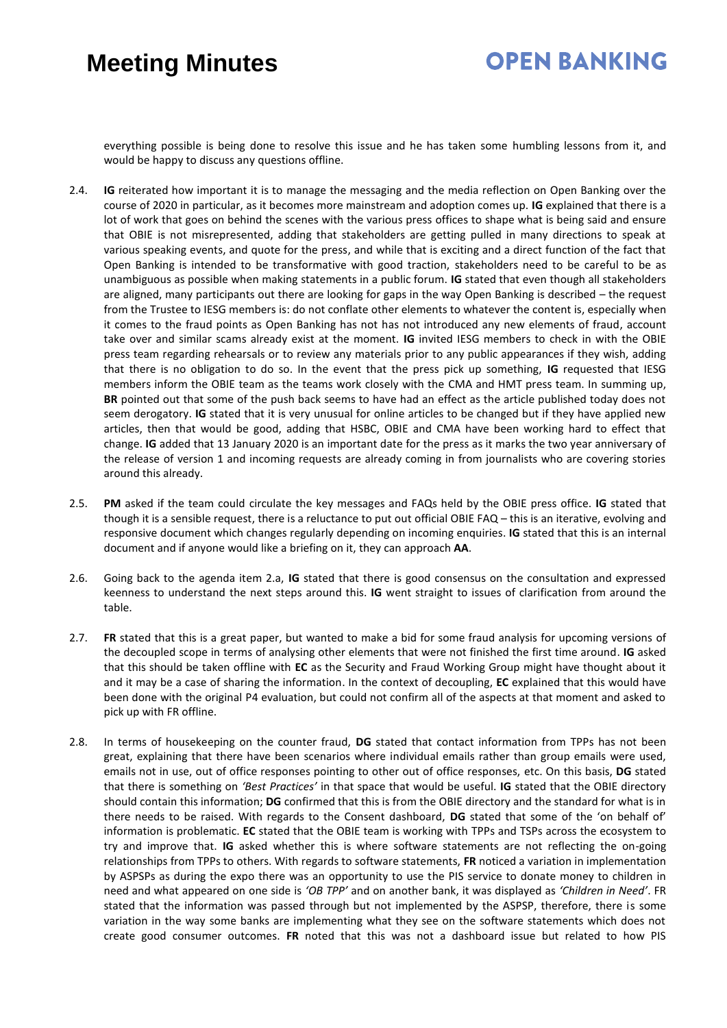everything possible is being done to resolve this issue and he has taken some humbling lessons from it, and would be happy to discuss any questions offline.

2.4. **IG** reiterated how important it is to manage the messaging and the media reflection on Open Banking over the course of 2020 in particular, as it becomes more mainstream and adoption comes up. **IG** explained that there is a lot of work that goes on behind the scenes with the various press offices to shape what is being said and ensure that OBIE is not misrepresented, adding that stakeholders are getting pulled in many directions to speak at various speaking events, and quote for the press, and while that is exciting and a direct function of the fact that Open Banking is intended to be transformative with good traction, stakeholders need to be careful to be as unambiguous as possible when making statements in a public forum. **IG** stated that even though all stakeholders are aligned, many participants out there are looking for gaps in the way Open Banking is described – the request from the Trustee to IESG members is: do not conflate other elements to whatever the content is, especially when it comes to the fraud points as Open Banking has not has not introduced any new elements of fraud, account take over and similar scams already exist at the moment. **IG** invited IESG members to check in with the OBIE press team regarding rehearsals or to review any materials prior to any public appearances if they wish, adding that there is no obligation to do so. In the event that the press pick up something, **IG** requested that IESG members inform the OBIE team as the teams work closely with the CMA and HMT press team. In summing up, **BR** pointed out that some of the push back seems to have had an effect as the article published today does not seem derogatory. **IG** stated that it is very unusual for online articles to be changed but if they have applied new articles, then that would be good, adding that HSBC, OBIE and CMA have been working hard to effect that change. **IG** added that 13 January 2020 is an important date for the press as it marks the two year anniversary of the release of version 1 and incoming requests are already coming in from journalists who are covering stories around this already.

2.5. **PM** asked if the team could circulate the key messages and FAQs held by the OBIE press office. **IG** stated that though it is a sensible request, there is a reluctance to put out official OBIE FAQ – this is an iterative, evolving and responsive document which changes regularly depending on incoming enquiries. **IG** stated that this is an internal document and if anyone would like a briefing on it, they can approach **AA**.

2.6. Going back to the agenda item 2.a, **IG** stated that there is good consensus on the consultation and expressed keenness to understand the next steps around this. **IG** went straight to issues of clarification from around the table.

2.7. **FR** stated that this is a great paper, but wanted to make a bid for some fraud analysis for upcoming versions of the decoupled scope in terms of analysing other elements that were not finished the first time around. **IG** asked that this should be taken offline with **EC** as the Security and Fraud Working Group might have thought about it and it may be a case of sharing the information. In the context of decoupling, **EC** explained that this would have been done with the original P4 evaluation, but could not confirm all of the aspects at that moment and asked to pick up with FR offline.

2.8. In terms of housekeeping on the counter fraud, **DG** stated that contact information from TPPs has not been great, explaining that there have been scenarios where individual emails rather than group emails were used, emails not in use, out of office responses pointing to other out of office responses, etc. On this basis, **DG** stated that there is something on *'Best Practices'* in that space that would be useful. **IG** stated that the OBIE directory should contain this information; **DG** confirmed that this is from the OBIE directory and the standard for what is in there needs to be raised. With regards to the Consent dashboard, **DG** stated that some of the 'on behalf of' information is problematic. **EC** stated that the OBIE team is working with TPPs and TSPs across the ecosystem to try and improve that. **IG** asked whether this is where software statements are not reflecting the on-going relationships from TPPs to others. With regards to software statements, **FR** noticed a variation in implementation by ASPSPs as during the expo there was an opportunity to use the PIS service to donate money to children in need and what appeared on one side is *'OB TPP'* and on another bank, it was displayed as *'Children in Need'*. FR stated that the information was passed through but not implemented by the ASPSP, therefore, there is some variation in the way some banks are implementing what they see on the software statements which does not create good consumer outcomes. **FR** noted that this was not a dashboard issue but related to how PIS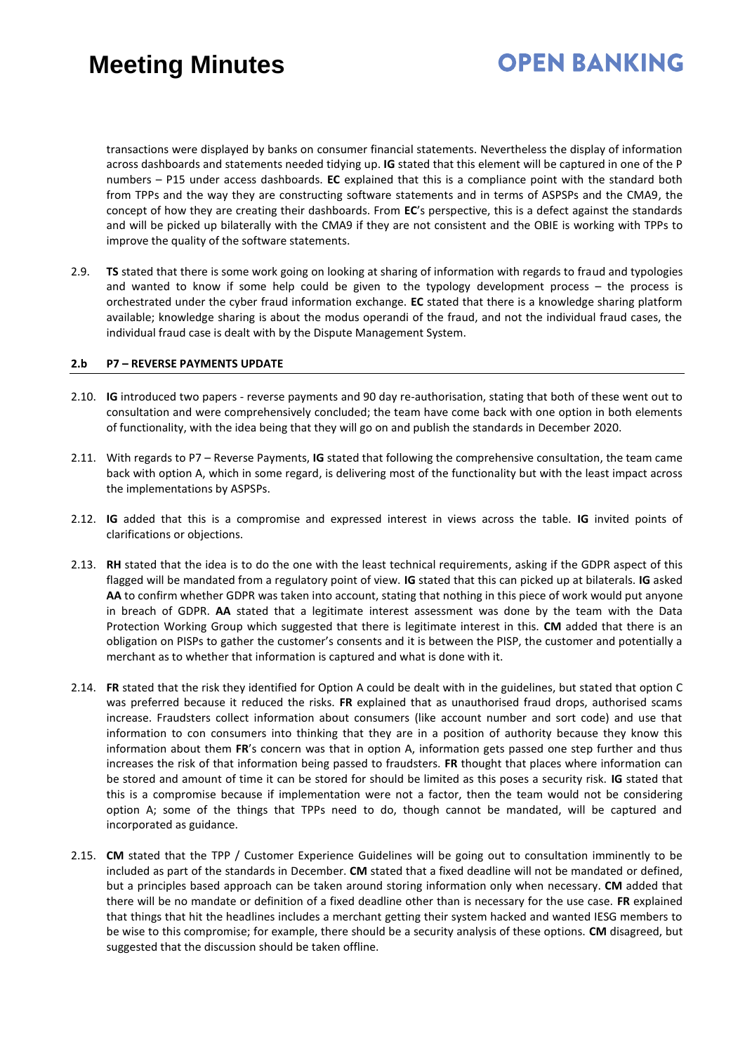transactions were displayed by banks on consumer financial statements. Nevertheless the display of information across dashboards and statements needed tidying up. **IG** stated that this element will be captured in one of the P numbers – P15 under access dashboards. **EC** explained that this is a compliance point with the standard both from TPPs and the way they are constructing software statements and in terms of ASPSPs and the CMA9, the concept of how they are creating their dashboards. From **EC**'s perspective, this is a defect against the standards and will be picked up bilaterally with the CMA9 if they are not consistent and the OBIE is working with TPPs to improve the quality of the software statements.

2.9. **TS** stated that there is some work going on looking at sharing of information with regards to fraud and typologies and wanted to know if some help could be given to the typology development process – the process is orchestrated under the cyber fraud information exchange. **EC** stated that there is a knowledge sharing platform available; knowledge sharing is about the modus operandi of the fraud, and not the individual fraud cases, the individual fraud case is dealt with by the Dispute Management System.

### 2.b P7 – REVERSE PAYMENTS UPDATE

2.10. **IG** introduced two papers - reverse payments and 90 day re-authorisation, stating that both of these went out to consultation and were comprehensively concluded; the team have come back with one option in both elements of functionality, with the idea being that they will go on and publish the standards in December 2020.

2.11. With regards to P7 – Reverse Payments, **IG** stated that following the comprehensive consultation, the team came back with option A, which in some regard, is delivering most of the functionality but with the least impact across the implementations by ASPSPs.

2.12. **IG** added that this is a compromise and expressed interest in views across the table. **IG** invited points of clarifications or objections.

2.13. **RH** stated that the idea is to do the one with the least technical requirements, asking if the GDPR aspect of this flagged will be mandated from a regulatory point of view. **IG** stated that this can picked up at bilaterals. **IG** asked **AA** to confirm whether GDPR was taken into account, stating that nothing in this piece of work would put anyone in breach of GDPR. **AA** stated that a legitimate interest assessment was done by the team with the Data Protection Working Group which suggested that there is legitimate interest in this. **CM** added that there is an obligation on PISPs to gather the customer's consents and it is between the PISP, the customer and potentially a merchant as to whether that information is captured and what is done with it.

2.14. **FR** stated that the risk they identified for Option A could be dealt with in the guidelines, but stated that option C was preferred because it reduced the risks. **FR** explained that as unauthorised fraud drops, authorised scams increase. Fraudsters collect information about consumers (like account number and sort code) and use that information to con consumers into thinking that they are in a position of authority because they know this information about them **FR**'s concern was that in option A, information gets passed one step further and thus increases the risk of that information being passed to fraudsters. **FR** thought that places where information can be stored and amount of time it can be stored for should be limited as this poses a security risk. **IG** stated that this is a compromise because if implementation were not a factor, then the team would not be considering option A; some of the things that TPPs need to do, though cannot be mandated, will be captured and incorporated as guidance.

2.15. **CM** stated that the TPP / Customer Experience Guidelines will be going out to consultation imminently to be included as part of the standards in December. **CM** stated that a fixed deadline will not be mandated or defined, but a principles based approach can be taken around storing information only when necessary. **CM** added that there will be no mandate or definition of a fixed deadline other than is necessary for the use case. **FR** explained that things that hit the headlines includes a merchant getting their system hacked and wanted IESG members to be wise to this compromise; for example, there should be a security analysis of these options. **CM** disagreed, but suggested that the discussion should be taken offline.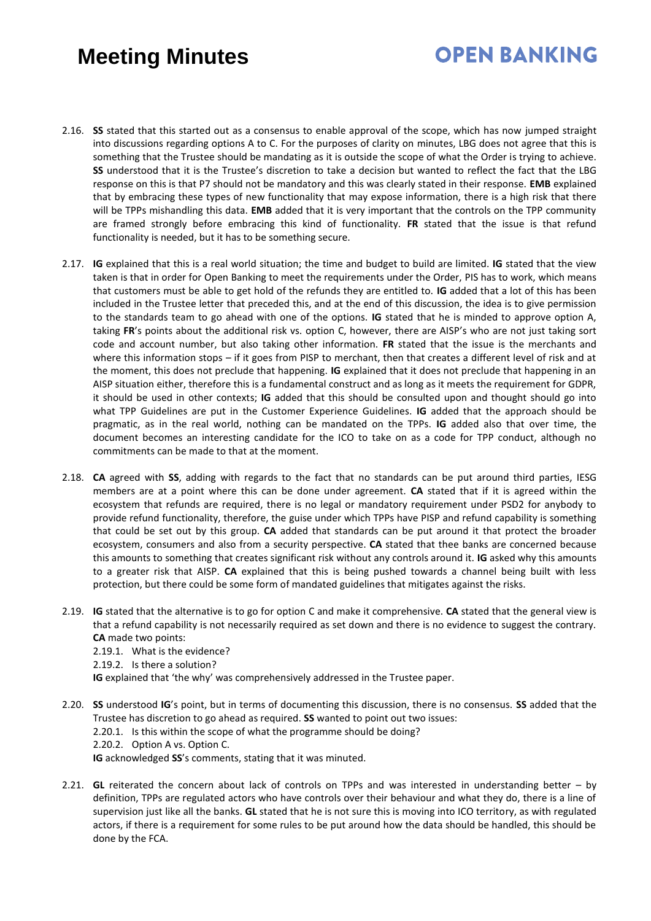2.16. **SS** stated that this started out as a consensus to enable approval of the scope, which has now jumped straight into discussions regarding options A to C. For the purposes of clarity on minutes, LBG does not agree that this is something that the Trustee should be mandating as it is outside the scope of what the Order is trying to achieve. **SS** understood that it is the Trustee's discretion to take a decision but wanted to reflect the fact that the LBG response on this is that P7 should not be mandatory and this was clearly stated in their response. **EMB** explained that by embracing these types of new functionality that may expose information, there is a high risk that there will be TPPs mishandling this data. **EMB** added that it is very important that the controls on the TPP community are framed strongly before embracing this kind of functionality. **FR** stated that the issue is that refund functionality is needed, but it has to be something secure.

2.17. **IG** explained that this is a real world situation; the time and budget to build are limited. **IG** stated that the view taken is that in order for Open Banking to meet the requirements under the Order, PIS has to work, which means that customers must be able to get hold of the refunds they are entitled to. **IG** added that a lot of this has been included in the Trustee letter that preceded this, and at the end of this discussion, the idea is to give permission to the standards team to go ahead with one of the options. **IG** stated that he is minded to approve option A, taking **FR**'s points about the additional risk vs. option C, however, there are AISP's who are not just taking sort code and account number, but also taking other information. **FR** stated that the issue is the merchants and where this information stops – if it goes from PISP to merchant, then that creates a different level of risk and at the moment, this does not preclude that happening. **IG** explained that it does not preclude that happening in an AISP situation either, therefore this is a fundamental construct and as long as it meets the requirement for GDPR, it should be used in other contexts; **IG** added that this should be consulted upon and thought should go into what TPP Guidelines are put in the Customer Experience Guidelines. **IG** added that the approach should be pragmatic, as in the real world, nothing can be mandated on the TPPs. **IG** added also that over time, the document becomes an interesting candidate for the ICO to take on as a code for TPP conduct, although no commitments can be made to that at the moment.

2.18. **CA** agreed with **SS**, adding with regards to the fact that no standards can be put around third parties, IESG members are at a point where this can be done under agreement. **CA** stated that if it is agreed within the ecosystem that refunds are required, there is no legal or mandatory requirement under PSD2 for anybody to provide refund functionality, therefore, the guise under which TPPs have PISP and refund capability is something that could be set out by this group. **CA** added that standards can be put around it that protect the broader ecosystem, consumers and also from a security perspective. **CA** stated that thee banks are concerned because this amounts to something that creates significant risk without any controls around it. **IG** asked why this amounts to a greater risk that AISP. **CA** explained that this is being pushed towards a channel being built with less protection, but there could be some form of mandated guidelines that mitigates against the risks.

2.19. **IG** stated that the alternative is to go for option C and make it comprehensive. **CA** stated that the general view is that a refund capability is not necessarily required as set down and there is no evidence to suggest the contrary. **CA** made two points:

   2.19.1. What is the evidence?

   2.19.2. Is there a solution?

   **IG** explained that 'the why' was comprehensively addressed in the Trustee paper.

2.20. **SS** understood **IG**'s point, but in terms of documenting this discussion, there is no consensus. **SS** added that the Trustee has discretion to go ahead as required. **SS** wanted to point out two issues:

   2.20.1. Is this within the scope of what the programme should be doing?

   2.20.2. Option A vs. Option C.

   **IG** acknowledged **SS**'s comments, stating that it was minuted.

2.21. **GL** reiterated the concern about lack of controls on TPPs and was interested in understanding better – by definition, TPPs are regulated actors who have controls over their behaviour and what they do, there is a line of supervision just like all the banks. **GL** stated that he is not sure this is moving into ICO territory, as with regulated actors, if there is a requirement for some rules to be put around how the data should be handled, this should be done by the FCA.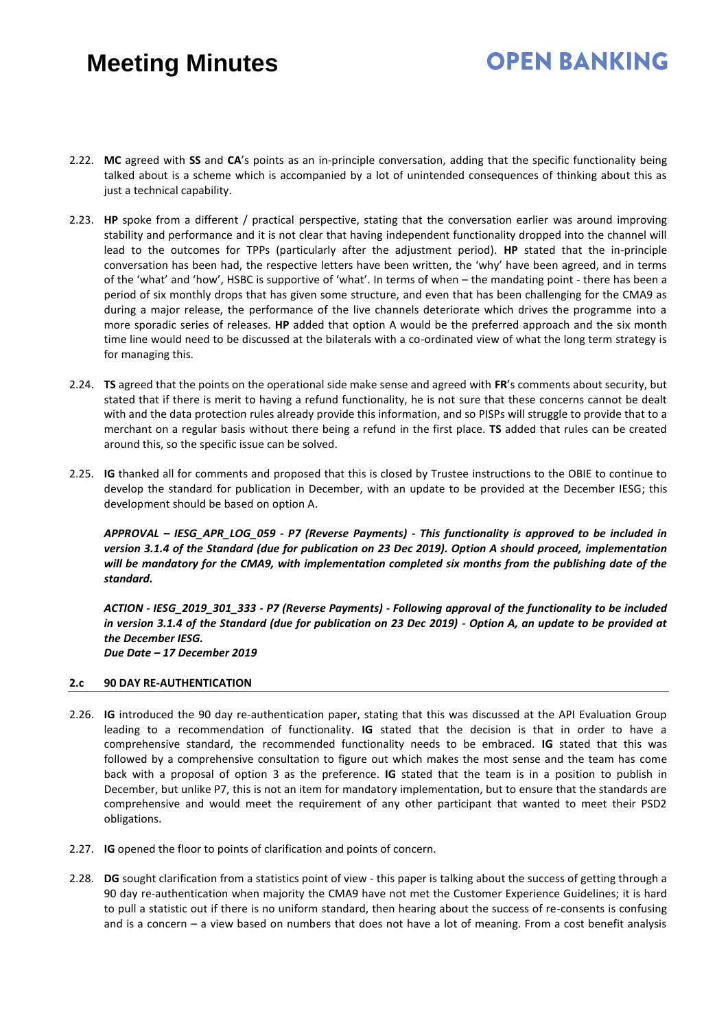2.22. **MC** agreed with **SS** and **CA**'s points as an in-principle conversation, adding that the specific functionality being talked about is a scheme which is accompanied by a lot of unintended consequences of thinking about this as just a technical capability.

2.23. **HP** spoke from a different / practical perspective, stating that the conversation earlier was around improving stability and performance and it is not clear that having independent functionality dropped into the channel will lead to the outcomes for TPPs (particularly after the adjustment period). **HP** stated that the in-principle conversation has been had, the respective letters have been written, the 'why' have been agreed, and in terms of the 'what' and 'how', HSBC is supportive of 'what'. In terms of when – the mandating point - there has been a period of six monthly drops that has given some structure, and even that has been challenging for the CMA9 as during a major release, the performance of the live channels deteriorate which drives the programme into a more sporadic series of releases. **HP** added that option A would be the preferred approach and the six month time line would need to be discussed at the bilaterals with a co-ordinated view of what the long term strategy is for managing this.

2.24. **TS** agreed that the points on the operational side make sense and agreed with **FR**'s comments about security, but stated that if there is merit to having a refund functionality, he is not sure that these concerns cannot be dealt with and the data protection rules already provide this information, and so PISPs will struggle to provide that to a merchant on a regular basis without there being a refund in the first place. **TS** added that rules can be created around this, so the specific issue can be solved.

2.25. **IG** thanked all for comments and proposed that this is closed by Trustee instructions to the OBIE to continue to develop the standard for publication in December, with an update to be provided at the December IESG; this development should be based on option A.

***APPROVAL – IESG_APR_LOG_059 - P7 (Reverse Payments) - This functionality is approved to be included in version 3.1.4 of the Standard (due for publication on 23 Dec 2019). Option A should proceed, implementation will be mandatory for the CMA9, with implementation completed six months from the publishing date of the standard.***

***ACTION - IESG_2019_301_333 - P7 (Reverse Payments) - Following approval of the functionality to be included in version 3.1.4 of the Standard (due for publication on 23 Dec 2019) - Option A, an update to be provided at the December IESG.***
***Due Date – 17 December 2019***

### 2.c 90 DAY RE-AUTHENTICATION

2.26. **IG** introduced the 90 day re-authentication paper, stating that this was discussed at the API Evaluation Group leading to a recommendation of functionality. **IG** stated that the decision is that in order to have a comprehensive standard, the recommended functionality needs to be embraced. **IG** stated that this was followed by a comprehensive consultation to figure out which makes the most sense and the team has come back with a proposal of option 3 as the preference. **IG** stated that the team is in a position to publish in December, but unlike P7, this is not an item for mandatory implementation, but to ensure that the standards are comprehensive and would meet the requirement of any other participant that wanted to meet their PSD2 obligations.

2.27. **IG** opened the floor to points of clarification and points of concern.

2.28. **DG** sought clarification from a statistics point of view - this paper is talking about the success of getting through a 90 day re-authentication when majority the CMA9 have not met the Customer Experience Guidelines; it is hard to pull a statistic out if there is no uniform standard, then hearing about the success of re-consents is confusing and is a concern – a view based on numbers that does not have a lot of meaning. From a cost benefit analysis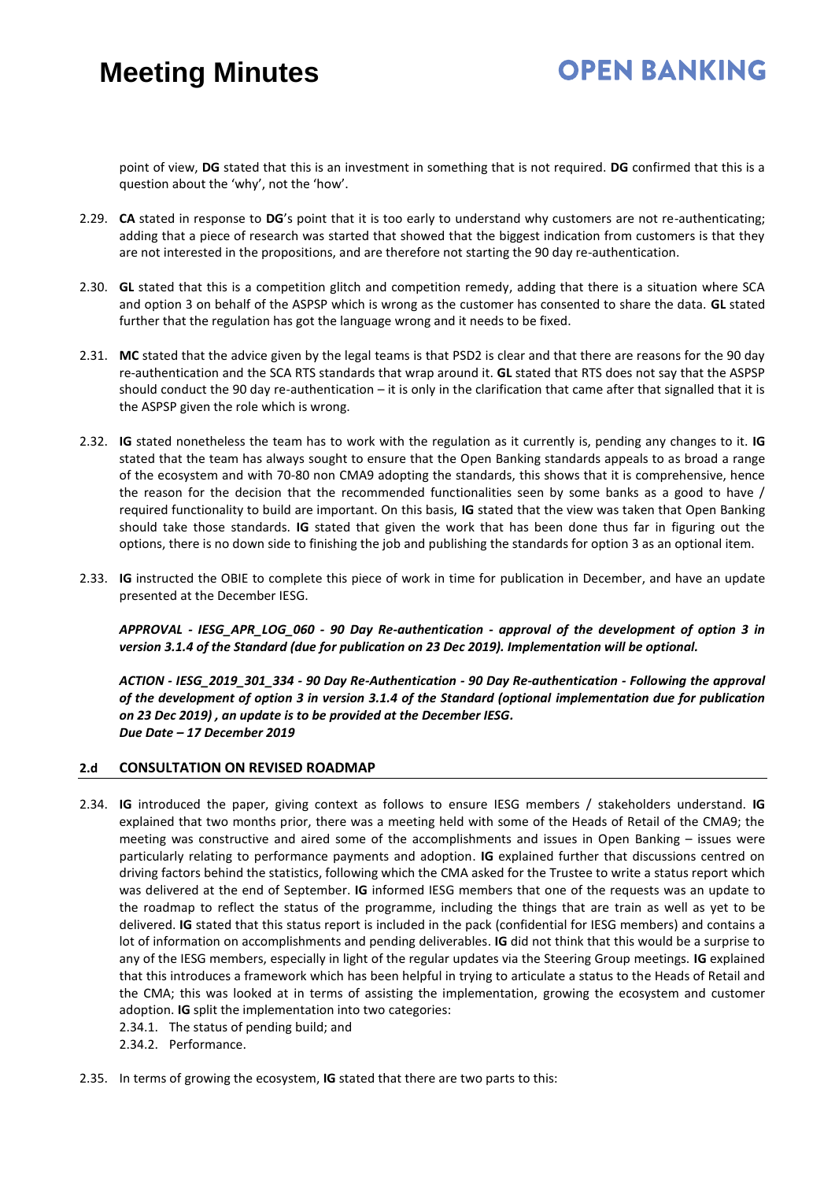point of view, **DG** stated that this is an investment in something that is not required. **DG** confirmed that this is a question about the 'why', not the 'how'.

2.29. **CA** stated in response to **DG**'s point that it is too early to understand why customers are not re-authenticating; adding that a piece of research was started that showed that the biggest indication from customers is that they are not interested in the propositions, and are therefore not starting the 90 day re-authentication.

2.30. **GL** stated that this is a competition glitch and competition remedy, adding that there is a situation where SCA and option 3 on behalf of the ASPSP which is wrong as the customer has consented to share the data. **GL** stated further that the regulation has got the language wrong and it needs to be fixed.

2.31. **MC** stated that the advice given by the legal teams is that PSD2 is clear and that there are reasons for the 90 day re-authentication and the SCA RTS standards that wrap around it. **GL** stated that RTS does not say that the ASPSP should conduct the 90 day re-authentication – it is only in the clarification that came after that signalled that it is the ASPSP given the role which is wrong.

2.32. **IG** stated nonetheless the team has to work with the regulation as it currently is, pending any changes to it. **IG** stated that the team has always sought to ensure that the Open Banking standards appeals to as broad a range of the ecosystem and with 70-80 non CMA9 adopting the standards, this shows that it is comprehensive, hence the reason for the decision that the recommended functionalities seen by some banks as a good to have / required functionality to build are important. On this basis, **IG** stated that the view was taken that Open Banking should take those standards. **IG** stated that given the work that has been done thus far in figuring out the options, there is no down side to finishing the job and publishing the standards for option 3 as an optional item.

2.33. **IG** instructed the OBIE to complete this piece of work in time for publication in December, and have an update presented at the December IESG.

***APPROVAL - IESG_APR_LOG_060 - 90 Day Re-authentication - approval of the development of option 3 in version 3.1.4 of the Standard (due for publication on 23 Dec 2019). Implementation will be optional.***

***ACTION - IESG_2019_301_334 - 90 Day Re-Authentication - 90 Day Re-authentication - Following the approval of the development of option 3 in version 3.1.4 of the Standard (optional implementation due for publication on 23 Dec 2019) , an update is to be provided at the December IESG.***
***Due Date – 17 December 2019***

## 2.d CONSULTATION ON REVISED ROADMAP

2.34. **IG** introduced the paper, giving context as follows to ensure IESG members / stakeholders understand. **IG** explained that two months prior, there was a meeting held with some of the Heads of Retail of the CMA9; the meeting was constructive and aired some of the accomplishments and issues in Open Banking – issues were particularly relating to performance payments and adoption. **IG** explained further that discussions centred on driving factors behind the statistics, following which the CMA asked for the Trustee to write a status report which was delivered at the end of September. **IG** informed IESG members that one of the requests was an update to the roadmap to reflect the status of the programme, including the things that are train as well as yet to be delivered. **IG** stated that this status report is included in the pack (confidential for IESG members) and contains a lot of information on accomplishments and pending deliverables. **IG** did not think that this would be a surprise to any of the IESG members, especially in light of the regular updates via the Steering Group meetings. **IG** explained that this introduces a framework which has been helpful in trying to articulate a status to the Heads of Retail and the CMA; this was looked at in terms of assisting the implementation, growing the ecosystem and customer adoption. **IG** split the implementation into two categories:

2.34.1. The status of pending build; and

2.34.2. Performance.

2.35. In terms of growing the ecosystem, **IG** stated that there are two parts to this: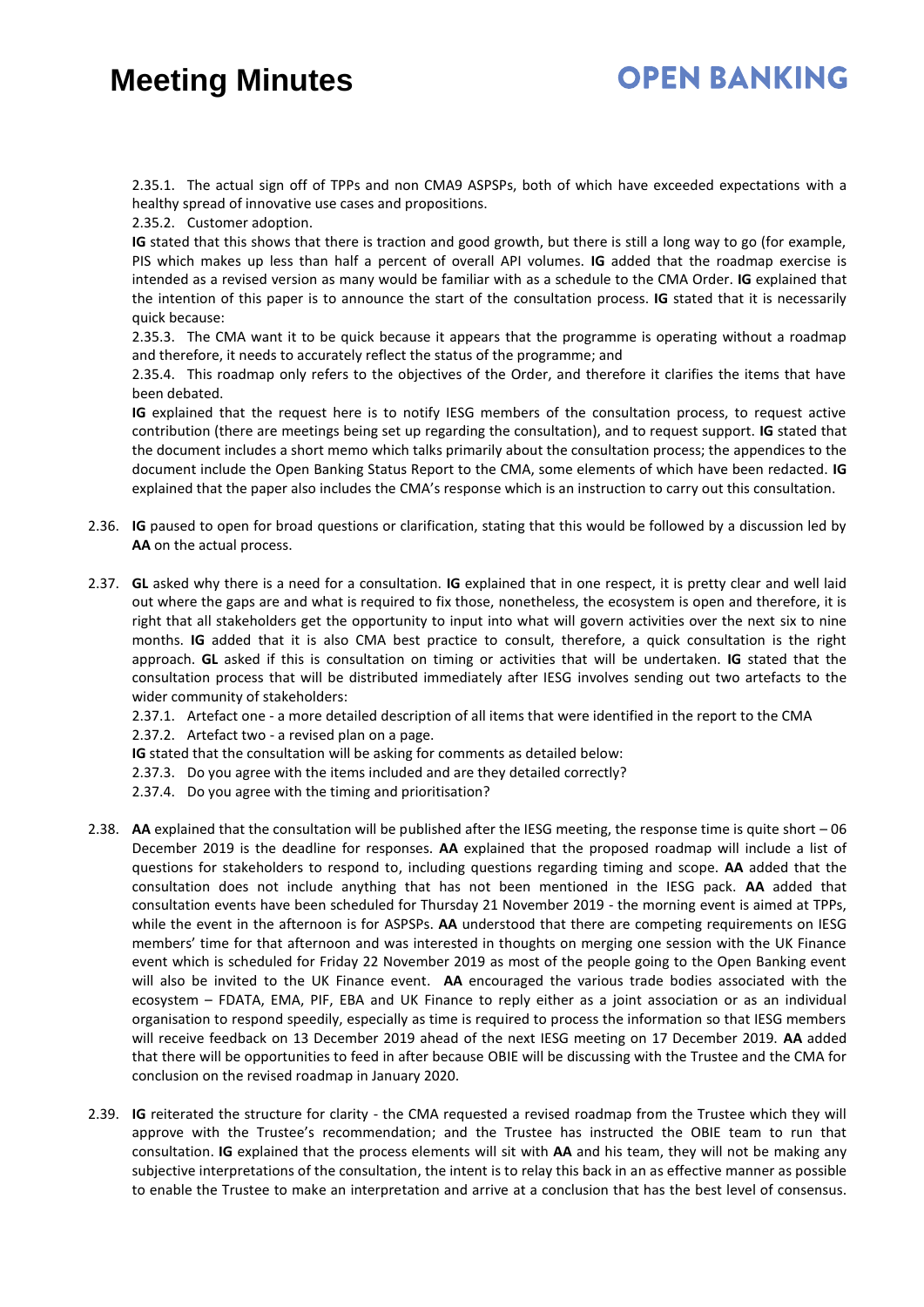2.35.1. The actual sign off of TPPs and non CMA9 ASPSPs, both of which have exceeded expectations with a healthy spread of innovative use cases and propositions.

2.35.2. Customer adoption.

**IG** stated that this shows that there is traction and good growth, but there is still a long way to go (for example, PIS which makes up less than half a percent of overall API volumes. **IG** added that the roadmap exercise is intended as a revised version as many would be familiar with as a schedule to the CMA Order. **IG** explained that the intention of this paper is to announce the start of the consultation process. **IG** stated that it is necessarily quick because:

2.35.3. The CMA want it to be quick because it appears that the programme is operating without a roadmap and therefore, it needs to accurately reflect the status of the programme; and

2.35.4. This roadmap only refers to the objectives of the Order, and therefore it clarifies the items that have been debated.

**IG** explained that the request here is to notify IESG members of the consultation process, to request active contribution (there are meetings being set up regarding the consultation), and to request support. **IG** stated that the document includes a short memo which talks primarily about the consultation process; the appendices to the document include the Open Banking Status Report to the CMA, some elements of which have been redacted. **IG** explained that the paper also includes the CMA's response which is an instruction to carry out this consultation.

2.36. **IG** paused to open for broad questions or clarification, stating that this would be followed by a discussion led by **AA** on the actual process.

2.37. **GL** asked why there is a need for a consultation. **IG** explained that in one respect, it is pretty clear and well laid out where the gaps are and what is required to fix those, nonetheless, the ecosystem is open and therefore, it is right that all stakeholders get the opportunity to input into what will govern activities over the next six to nine months. **IG** added that it is also CMA best practice to consult, therefore, a quick consultation is the right approach. **GL** asked if this is consultation on timing or activities that will be undertaken. **IG** stated that the consultation process that will be distributed immediately after IESG involves sending out two artefacts to the wider community of stakeholders:

2.37.1. Artefact one - a more detailed description of all items that were identified in the report to the CMA

2.37.2. Artefact two - a revised plan on a page.

**IG** stated that the consultation will be asking for comments as detailed below:

2.37.3. Do you agree with the items included and are they detailed correctly?

2.37.4. Do you agree with the timing and prioritisation?

2.38. **AA** explained that the consultation will be published after the IESG meeting, the response time is quite short – 06 December 2019 is the deadline for responses. **AA** explained that the proposed roadmap will include a list of questions for stakeholders to respond to, including questions regarding timing and scope. **AA** added that the consultation does not include anything that has not been mentioned in the IESG pack. **AA** added that consultation events have been scheduled for Thursday 21 November 2019 - the morning event is aimed at TPPs, while the event in the afternoon is for ASPSPs. **AA** understood that there are competing requirements on IESG members' time for that afternoon and was interested in thoughts on merging one session with the UK Finance event which is scheduled for Friday 22 November 2019 as most of the people going to the Open Banking event will also be invited to the UK Finance event. **AA** encouraged the various trade bodies associated with the ecosystem – FDATA, EMA, PIF, EBA and UK Finance to reply either as a joint association or as an individual organisation to respond speedily, especially as time is required to process the information so that IESG members will receive feedback on 13 December 2019 ahead of the next IESG meeting on 17 December 2019. **AA** added that there will be opportunities to feed in after because OBIE will be discussing with the Trustee and the CMA for conclusion on the revised roadmap in January 2020.

2.39. **IG** reiterated the structure for clarity - the CMA requested a revised roadmap from the Trustee which they will approve with the Trustee's recommendation; and the Trustee has instructed the OBIE team to run that consultation. **IG** explained that the process elements will sit with **AA** and his team, they will not be making any subjective interpretations of the consultation, the intent is to relay this back in an as effective manner as possible to enable the Trustee to make an interpretation and arrive at a conclusion that has the best level of consensus.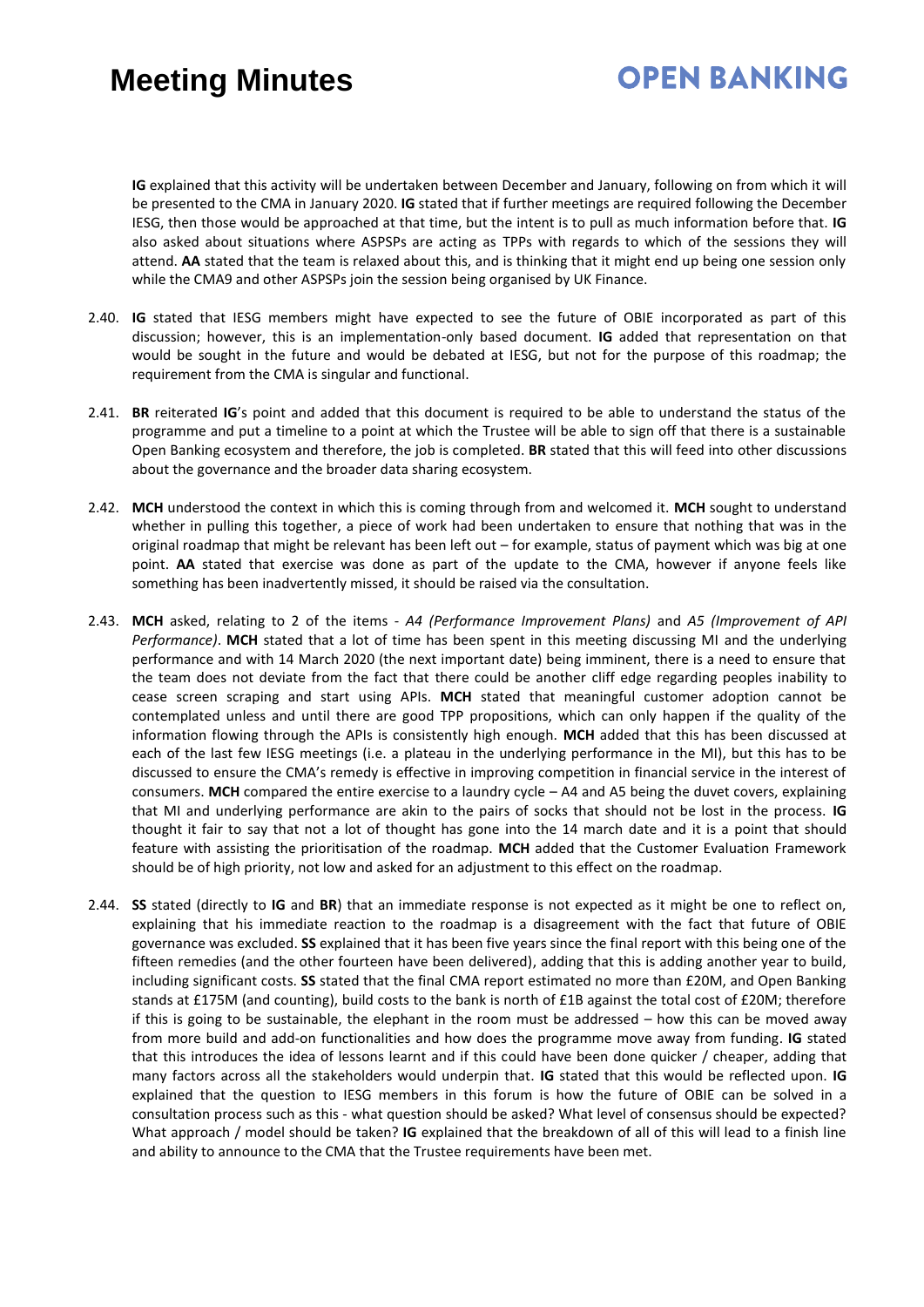**IG** explained that this activity will be undertaken between December and January, following on from which it will be presented to the CMA in January 2020. **IG** stated that if further meetings are required following the December IESG, then those would be approached at that time, but the intent is to pull as much information before that. **IG** also asked about situations where ASPSPs are acting as TPPs with regards to which of the sessions they will attend. **AA** stated that the team is relaxed about this, and is thinking that it might end up being one session only while the CMA9 and other ASPSPs join the session being organised by UK Finance.

2.40. **IG** stated that IESG members might have expected to see the future of OBIE incorporated as part of this discussion; however, this is an implementation-only based document. **IG** added that representation on that would be sought in the future and would be debated at IESG, but not for the purpose of this roadmap; the requirement from the CMA is singular and functional.

2.41. **BR** reiterated **IG**'s point and added that this document is required to be able to understand the status of the programme and put a timeline to a point at which the Trustee will be able to sign off that there is a sustainable Open Banking ecosystem and therefore, the job is completed. **BR** stated that this will feed into other discussions about the governance and the broader data sharing ecosystem.

2.42. **MCH** understood the context in which this is coming through from and welcomed it. **MCH** sought to understand whether in pulling this together, a piece of work had been undertaken to ensure that nothing that was in the original roadmap that might be relevant has been left out – for example, status of payment which was big at one point. **AA** stated that exercise was done as part of the update to the CMA, however if anyone feels like something has been inadvertently missed, it should be raised via the consultation.

2.43. **MCH** asked, relating to 2 of the items - *A4 (Performance Improvement Plans)* and *A5 (Improvement of API Performance)*. **MCH** stated that a lot of time has been spent in this meeting discussing MI and the underlying performance and with 14 March 2020 (the next important date) being imminent, there is a need to ensure that the team does not deviate from the fact that there could be another cliff edge regarding peoples inability to cease screen scraping and start using APIs. **MCH** stated that meaningful customer adoption cannot be contemplated unless and until there are good TPP propositions, which can only happen if the quality of the information flowing through the APIs is consistently high enough. **MCH** added that this has been discussed at each of the last few IESG meetings (i.e. a plateau in the underlying performance in the MI), but this has to be discussed to ensure the CMA's remedy is effective in improving competition in financial service in the interest of consumers. **MCH** compared the entire exercise to a laundry cycle – A4 and A5 being the duvet covers, explaining that MI and underlying performance are akin to the pairs of socks that should not be lost in the process. **IG** thought it fair to say that not a lot of thought has gone into the 14 march date and it is a point that should feature with assisting the prioritisation of the roadmap. **MCH** added that the Customer Evaluation Framework should be of high priority, not low and asked for an adjustment to this effect on the roadmap.

2.44. **SS** stated (directly to **IG** and **BR**) that an immediate response is not expected as it might be one to reflect on, explaining that his immediate reaction to the roadmap is a disagreement with the fact that future of OBIE governance was excluded. **SS** explained that it has been five years since the final report with this being one of the fifteen remedies (and the other fourteen have been delivered), adding that this is adding another year to build, including significant costs. **SS** stated that the final CMA report estimated no more than £20M, and Open Banking stands at £175M (and counting), build costs to the bank is north of £1B against the total cost of £20M; therefore if this is going to be sustainable, the elephant in the room must be addressed – how this can be moved away from more build and add-on functionalities and how does the programme move away from funding. **IG** stated that this introduces the idea of lessons learnt and if this could have been done quicker / cheaper, adding that many factors across all the stakeholders would underpin that. **IG** stated that this would be reflected upon. **IG** explained that the question to IESG members in this forum is how the future of OBIE can be solved in a consultation process such as this - what question should be asked? What level of consensus should be expected? What approach / model should be taken? **IG** explained that the breakdown of all of this will lead to a finish line and ability to announce to the CMA that the Trustee requirements have been met.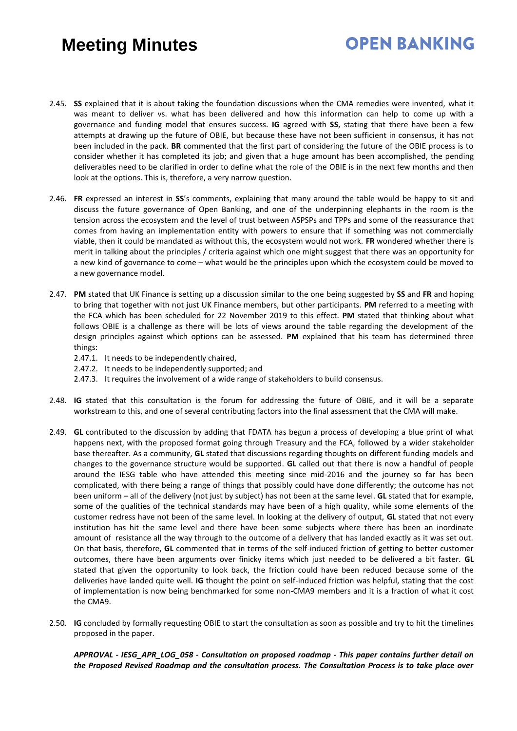2.45. **SS** explained that it is about taking the foundation discussions when the CMA remedies were invented, what it was meant to deliver vs. what has been delivered and how this information can help to come up with a governance and funding model that ensures success. **IG** agreed with **SS**, stating that there have been a few attempts at drawing up the future of OBIE, but because these have not been sufficient in consensus, it has not been included in the pack. **BR** commented that the first part of considering the future of the OBIE process is to consider whether it has completed its job; and given that a huge amount has been accomplished, the pending deliverables need to be clarified in order to define what the role of the OBIE is in the next few months and then look at the options. This is, therefore, a very narrow question.

2.46. **FR** expressed an interest in **SS**'s comments, explaining that many around the table would be happy to sit and discuss the future governance of Open Banking, and one of the underpinning elephants in the room is the tension across the ecosystem and the level of trust between ASPSPs and TPPs and some of the reassurance that comes from having an implementation entity with powers to ensure that if something was not commercially viable, then it could be mandated as without this, the ecosystem would not work. **FR** wondered whether there is merit in talking about the principles / criteria against which one might suggest that there was an opportunity for a new kind of governance to come – what would be the principles upon which the ecosystem could be moved to a new governance model.

2.47. **PM** stated that UK Finance is setting up a discussion similar to the one being suggested by **SS** and **FR** and hoping to bring that together with not just UK Finance members, but other participants. **PM** referred to a meeting with the FCA which has been scheduled for 22 November 2019 to this effect. **PM** stated that thinking about what follows OBIE is a challenge as there will be lots of views around the table regarding the development of the design principles against which options can be assessed. **PM** explained that his team has determined three things:

2.47.1. It needs to be independently chaired,

2.47.2. It needs to be independently supported; and

2.47.3. It requires the involvement of a wide range of stakeholders to build consensus.

2.48. **IG** stated that this consultation is the forum for addressing the future of OBIE, and it will be a separate workstream to this, and one of several contributing factors into the final assessment that the CMA will make.

2.49. **GL** contributed to the discussion by adding that FDATA has begun a process of developing a blue print of what happens next, with the proposed format going through Treasury and the FCA, followed by a wider stakeholder base thereafter. As a community, **GL** stated that discussions regarding thoughts on different funding models and changes to the governance structure would be supported. **GL** called out that there is now a handful of people around the IESG table who have attended this meeting since mid-2016 and the journey so far has been complicated, with there being a range of things that possibly could have done differently; the outcome has not been uniform – all of the delivery (not just by subject) has not been at the same level. **GL** stated that for example, some of the qualities of the technical standards may have been of a high quality, while some elements of the customer redress have not been of the same level. In looking at the delivery of output, **GL** stated that not every institution has hit the same level and there have been some subjects where there has been an inordinate amount of resistance all the way through to the outcome of a delivery that has landed exactly as it was set out. On that basis, therefore, **GL** commented that in terms of the self-induced friction of getting to better customer outcomes, there have been arguments over finicky items which just needed to be delivered a bit faster. **GL** stated that given the opportunity to look back, the friction could have been reduced because some of the deliveries have landed quite well. **IG** thought the point on self-induced friction was helpful, stating that the cost of implementation is now being benchmarked for some non-CMA9 members and it is a fraction of what it cost the CMA9.

2.50. **IG** concluded by formally requesting OBIE to start the consultation as soon as possible and try to hit the timelines proposed in the paper.

***APPROVAL - IESG_APR_LOG_058 - Consultation on proposed roadmap - This paper contains further detail on the Proposed Revised Roadmap and the consultation process. The Consultation Process is to take place over***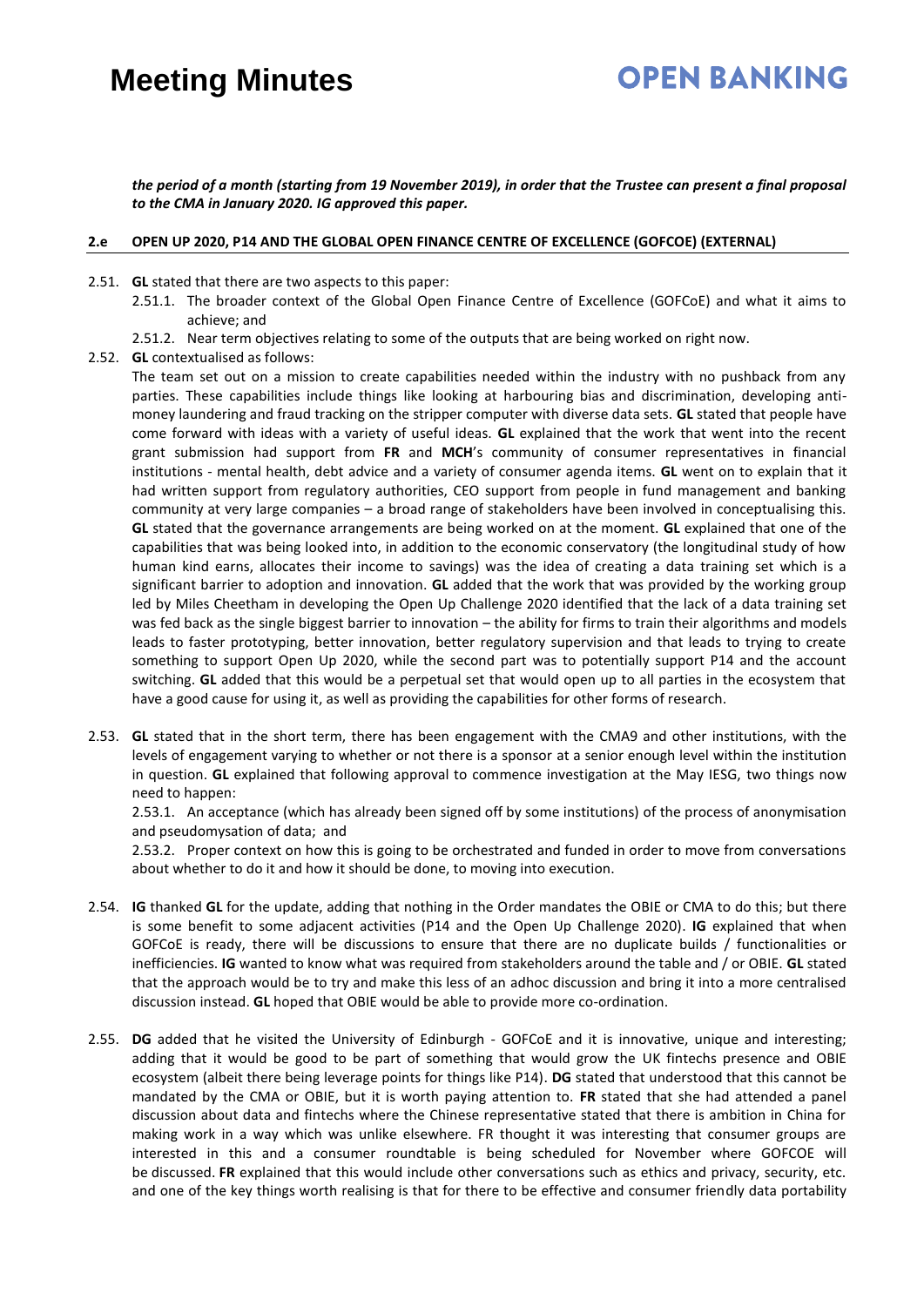***the period of a month (starting from 19 November 2019), in order that the Trustee can present a final proposal to the CMA in January 2020. IG approved this paper.***

**2.e OPEN UP 2020, P14 AND THE GLOBAL OPEN FINANCE CENTRE OF EXCELLENCE (GOFCOE) (EXTERNAL)**

2.51. **GL** stated that there are two aspects to this paper:

2.51.1. The broader context of the Global Open Finance Centre of Excellence (GOFCoE) and what it aims to achieve; and

2.51.2. Near term objectives relating to some of the outputs that are being worked on right now.

2.52. **GL** contextualised as follows:

The team set out on a mission to create capabilities needed within the industry with no pushback from any parties. These capabilities include things like looking at harbouring bias and discrimination, developing anti-money laundering and fraud tracking on the stripper computer with diverse data sets. **GL** stated that people have come forward with ideas with a variety of useful ideas. **GL** explained that the work that went into the recent grant submission had support from **FR** and **MCH**'s community of consumer representatives in financial institutions - mental health, debt advice and a variety of consumer agenda items. **GL** went on to explain that it had written support from regulatory authorities, CEO support from people in fund management and banking community at very large companies – a broad range of stakeholders have been involved in conceptualising this. **GL** stated that the governance arrangements are being worked on at the moment. **GL** explained that one of the capabilities that was being looked into, in addition to the economic conservatory (the longitudinal study of how human kind earns, allocates their income to savings) was the idea of creating a data training set which is a significant barrier to adoption and innovation. **GL** added that the work that was provided by the working group led by Miles Cheetham in developing the Open Up Challenge 2020 identified that the lack of a data training set was fed back as the single biggest barrier to innovation – the ability for firms to train their algorithms and models leads to faster prototyping, better innovation, better regulatory supervision and that leads to trying to create something to support Open Up 2020, while the second part was to potentially support P14 and the account switching. **GL** added that this would be a perpetual set that would open up to all parties in the ecosystem that have a good cause for using it, as well as providing the capabilities for other forms of research.

2.53. **GL** stated that in the short term, there has been engagement with the CMA9 and other institutions, with the levels of engagement varying to whether or not there is a sponsor at a senior enough level within the institution in question. **GL** explained that following approval to commence investigation at the May IESG, two things now need to happen:

2.53.1. An acceptance (which has already been signed off by some institutions) of the process of anonymisation and pseudomysation of data; and

2.53.2. Proper context on how this is going to be orchestrated and funded in order to move from conversations about whether to do it and how it should be done, to moving into execution.

2.54. **IG** thanked **GL** for the update, adding that nothing in the Order mandates the OBIE or CMA to do this; but there is some benefit to some adjacent activities (P14 and the Open Up Challenge 2020). **IG** explained that when GOFCoE is ready, there will be discussions to ensure that there are no duplicate builds / functionalities or inefficiencies. **IG** wanted to know what was required from stakeholders around the table and / or OBIE. **GL** stated that the approach would be to try and make this less of an adhoc discussion and bring it into a more centralised discussion instead. **GL** hoped that OBIE would be able to provide more co-ordination.

2.55. **DG** added that he visited the University of Edinburgh - GOFCoE and it is innovative, unique and interesting; adding that it would be good to be part of something that would grow the UK fintechs presence and OBIE ecosystem (albeit there being leverage points for things like P14). **DG** stated that understood that this cannot be mandated by the CMA or OBIE, but it is worth paying attention to. **FR** stated that she had attended a panel discussion about data and fintechs where the Chinese representative stated that there is ambition in China for making work in a way which was unlike elsewhere. FR thought it was interesting that consumer groups are interested in this and a consumer roundtable is being scheduled for November where GOFCOE will be discussed. **FR** explained that this would include other conversations such as ethics and privacy, security, etc. and one of the key things worth realising is that for there to be effective and consumer friendly data portability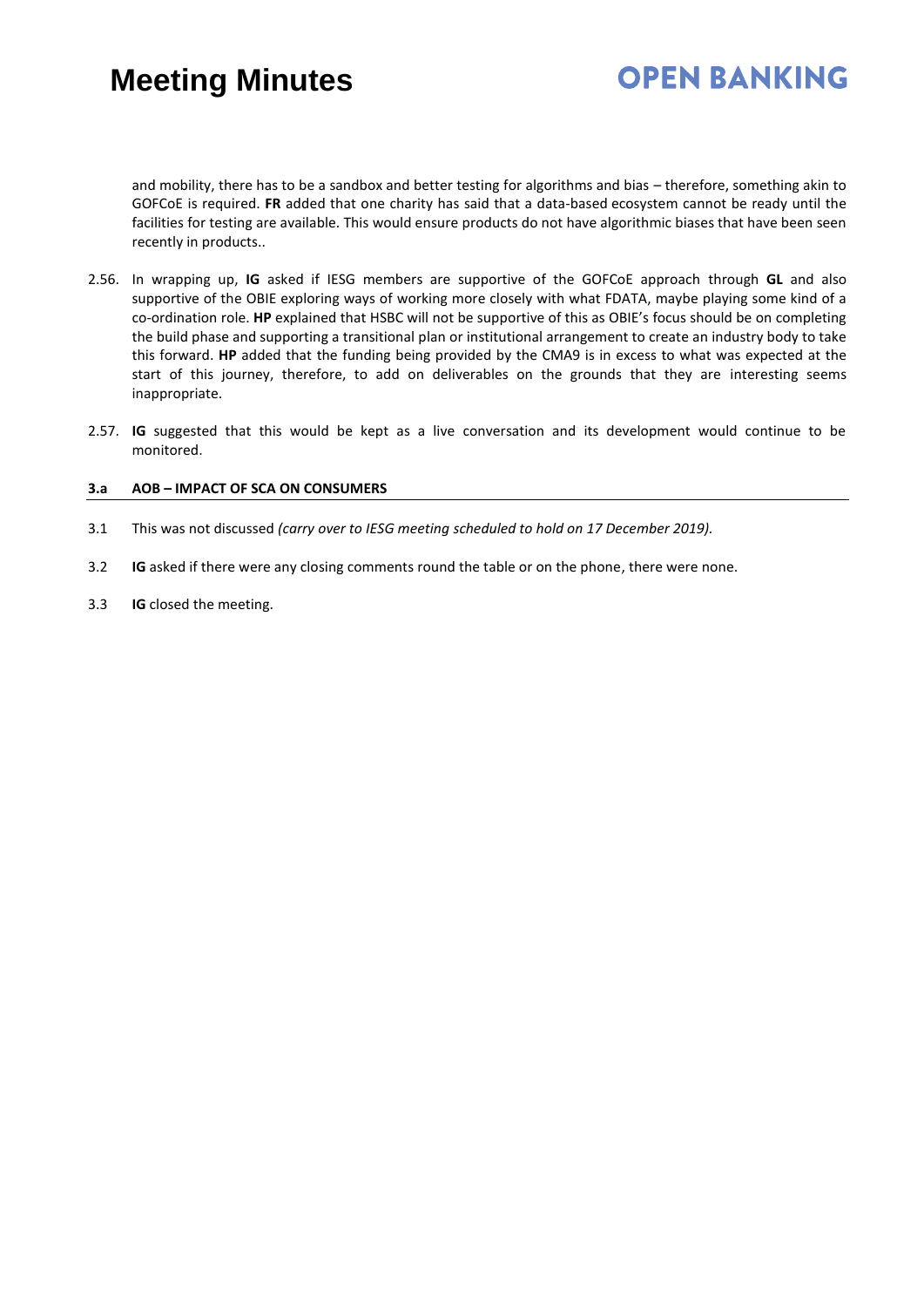and mobility, there has to be a sandbox and better testing for algorithms and bias – therefore, something akin to GOFCoE is required. **FR** added that one charity has said that a data-based ecosystem cannot be ready until the facilities for testing are available. This would ensure products do not have algorithmic biases that have been seen recently in products..

2.56. In wrapping up, **IG** asked if IESG members are supportive of the GOFCoE approach through **GL** and also supportive of the OBIE exploring ways of working more closely with what FDATA, maybe playing some kind of a co-ordination role. **HP** explained that HSBC will not be supportive of this as OBIE's focus should be on completing the build phase and supporting a transitional plan or institutional arrangement to create an industry body to take this forward. **HP** added that the funding being provided by the CMA9 is in excess to what was expected at the start of this journey, therefore, to add on deliverables on the grounds that they are interesting seems inappropriate.

2.57. **IG** suggested that this would be kept as a live conversation and its development would continue to be monitored.

### 3.a AOB – IMPACT OF SCA ON CONSUMERS

3.1 This was not discussed *(carry over to IESG meeting scheduled to hold on 17 December 2019).*

3.2 **IG** asked if there were any closing comments round the table or on the phone, there were none.

3.3 **IG** closed the meeting.